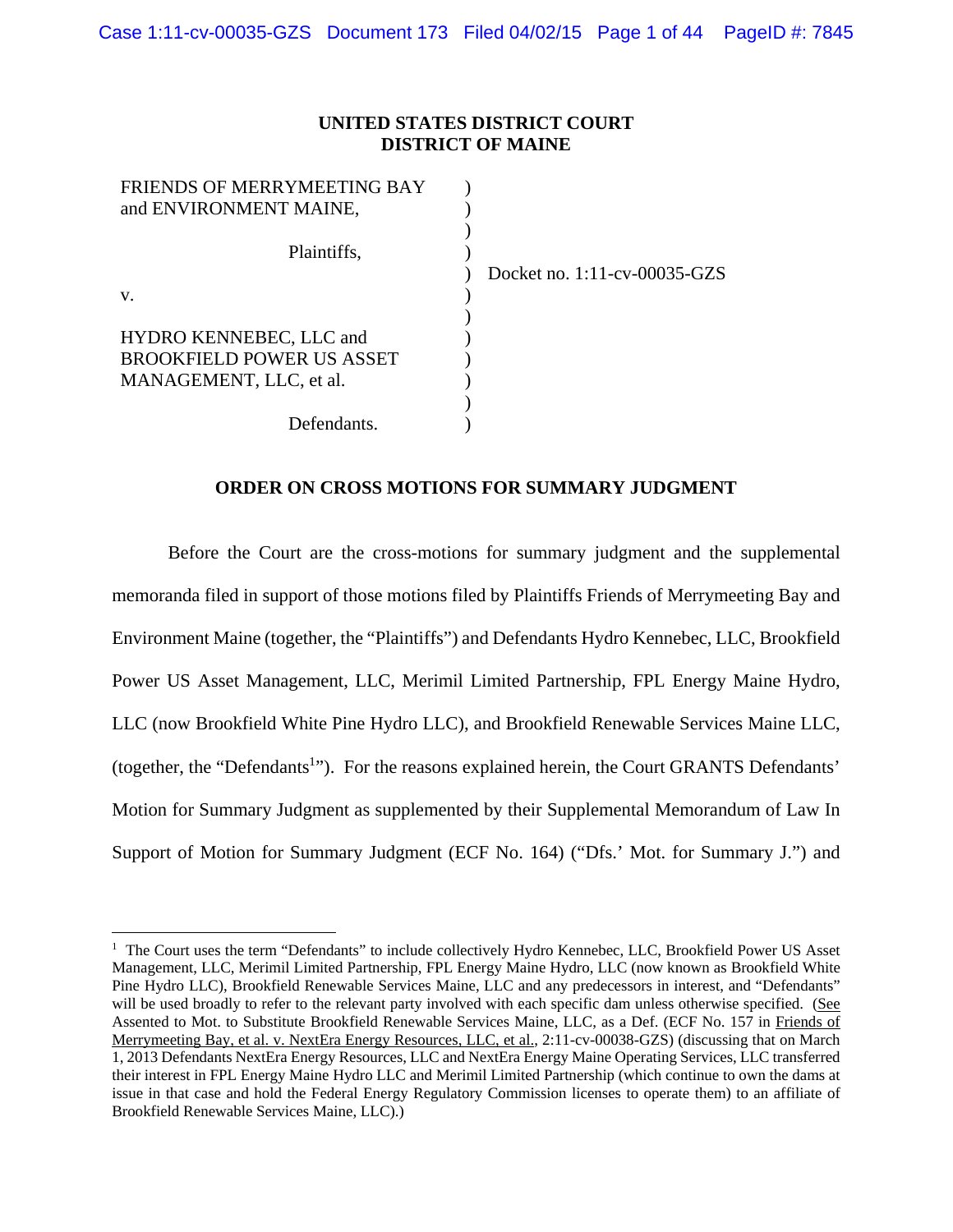**UNITED STATES DISTRICT COURT**
**DISTRICT OF MAINE**

FRIENDS OF MERRYMEETING BAY and ENVIRONMENT MAINE,

Plaintiffs,

v.

HYDRO KENNEBEC, LLC and BROOKFIELD POWER US ASSET MANAGEMENT, LLC, et al.

Defendants.

Docket no. 1:11-cv-00035-GZS

**ORDER ON CROSS MOTIONS FOR SUMMARY JUDGMENT**

Before the Court are the cross-motions for summary judgment and the supplemental memoranda filed in support of those motions filed by Plaintiffs Friends of Merrymeeting Bay and Environment Maine (together, the "Plaintiffs") and Defendants Hydro Kennebec, LLC, Brookfield Power US Asset Management, LLC, Merimil Limited Partnership, FPL Energy Maine Hydro, LLC (now Brookfield White Pine Hydro LLC), and Brookfield Renewable Services Maine LLC, (together, the "Defendants[1]"). For the reasons explained herein, the Court GRANTS Defendants' Motion for Summary Judgment as supplemented by their Supplemental Memorandum of Law In Support of Motion for Summary Judgment (ECF No. 164) ("Dfs.' Mot. for Summary J.") and

---

[1] The Court uses the term "Defendants" to include collectively Hydro Kennebec, LLC, Brookfield Power US Asset Management, LLC, Merimil Limited Partnership, FPL Energy Maine Hydro, LLC (now known as Brookfield White Pine Hydro LLC), Brookfield Renewable Services Maine, LLC and any predecessors in interest, and "Defendants" will be used broadly to refer to the relevant party involved with each specific dam unless otherwise specified. (See Assented to Mot. to Substitute Brookfield Renewable Services Maine, LLC, as a Def. (ECF No. 157 in Friends of Merrymeeting Bay, et al. v. NextEra Energy Resources, LLC, et al., 2:11-cv-00038-GZS) (discussing that on March 1, 2013 Defendants NextEra Energy Resources, LLC and NextEra Energy Maine Operating Services, LLC transferred their interest in FPL Energy Maine Hydro LLC and Merimil Limited Partnership (which continue to own the dams at issue in that case and hold the Federal Energy Regulatory Commission licenses to operate them) to an affiliate of Brookfield Renewable Services Maine, LLC).)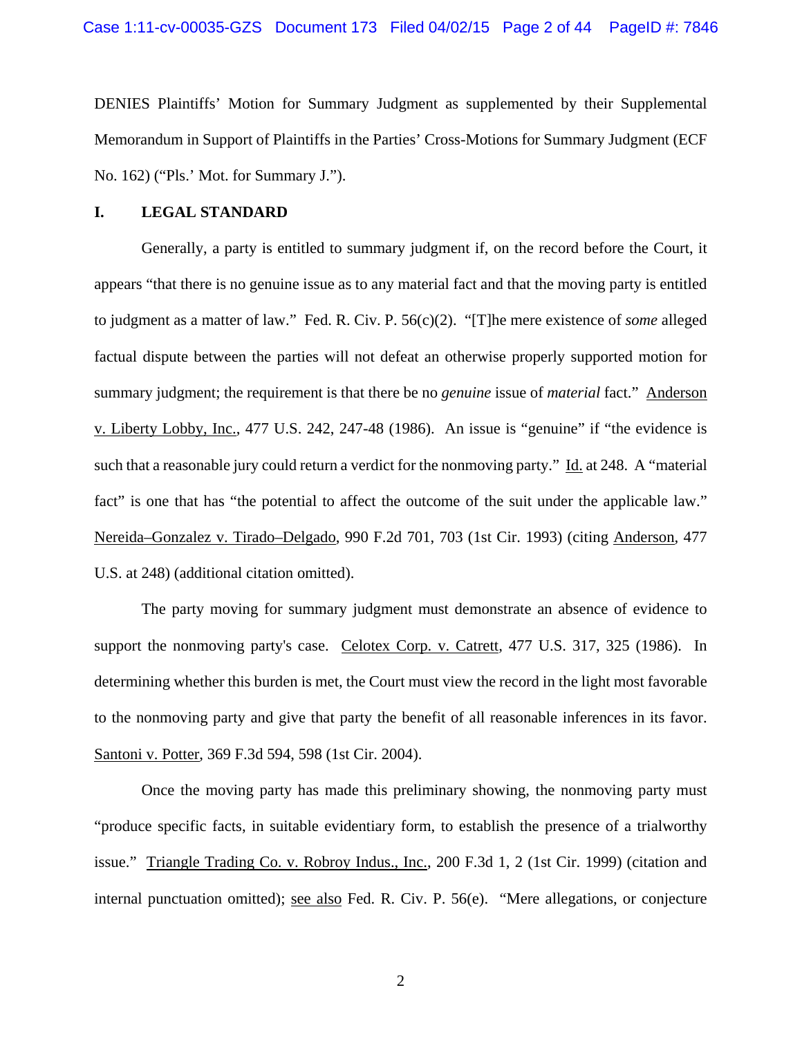DENIES Plaintiffs' Motion for Summary Judgment as supplemented by their Supplemental Memorandum in Support of Plaintiffs in the Parties' Cross-Motions for Summary Judgment (ECF No. 162) ("Pls.' Mot. for Summary J.").

## I. LEGAL STANDARD

Generally, a party is entitled to summary judgment if, on the record before the Court, it appears "that there is no genuine issue as to any material fact and that the moving party is entitled to judgment as a matter of law." Fed. R. Civ. P. 56(c)(2). "[T]he mere existence of *some* alleged factual dispute between the parties will not defeat an otherwise properly supported motion for summary judgment; the requirement is that there be no *genuine* issue of *material* fact." Anderson v. Liberty Lobby, Inc., 477 U.S. 242, 247-48 (1986). An issue is "genuine" if "the evidence is such that a reasonable jury could return a verdict for the nonmoving party." Id. at 248. A "material fact" is one that has "the potential to affect the outcome of the suit under the applicable law." Nereida–Gonzalez v. Tirado–Delgado, 990 F.2d 701, 703 (1st Cir. 1993) (citing Anderson, 477 U.S. at 248) (additional citation omitted).

The party moving for summary judgment must demonstrate an absence of evidence to support the nonmoving party's case. Celotex Corp. v. Catrett, 477 U.S. 317, 325 (1986). In determining whether this burden is met, the Court must view the record in the light most favorable to the nonmoving party and give that party the benefit of all reasonable inferences in its favor. Santoni v. Potter, 369 F.3d 594, 598 (1st Cir. 2004).

Once the moving party has made this preliminary showing, the nonmoving party must "produce specific facts, in suitable evidentiary form, to establish the presence of a trialworthy issue." Triangle Trading Co. v. Robroy Indus., Inc., 200 F.3d 1, 2 (1st Cir. 1999) (citation and internal punctuation omitted); see also Fed. R. Civ. P. 56(e). "Mere allegations, or conjecture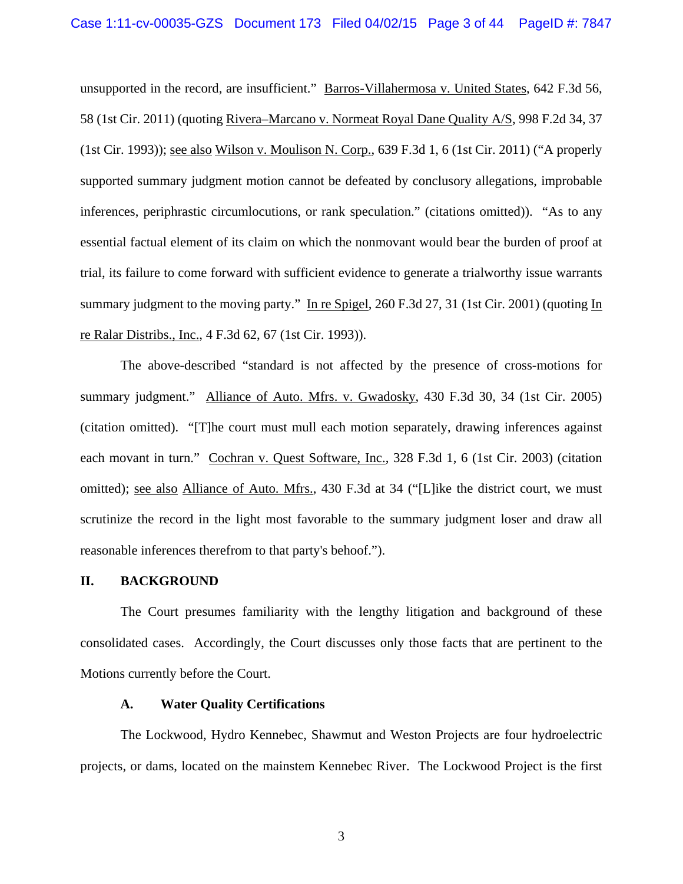unsupported in the record, are insufficient." Barros-Villahermosa v. United States, 642 F.3d 56, 58 (1st Cir. 2011) (quoting Rivera–Marcano v. Normeat Royal Dane Quality A/S, 998 F.2d 34, 37 (1st Cir. 1993)); see also Wilson v. Moulison N. Corp., 639 F.3d 1, 6 (1st Cir. 2011) ("A properly supported summary judgment motion cannot be defeated by conclusory allegations, improbable inferences, periphrastic circumlocutions, or rank speculation." (citations omitted)). "As to any essential factual element of its claim on which the nonmovant would bear the burden of proof at trial, its failure to come forward with sufficient evidence to generate a trialworthy issue warrants summary judgment to the moving party." In re Spigel, 260 F.3d 27, 31 (1st Cir. 2001) (quoting In re Ralar Distribs., Inc., 4 F.3d 62, 67 (1st Cir. 1993)).

The above-described "standard is not affected by the presence of cross-motions for summary judgment." Alliance of Auto. Mfrs. v. Gwadosky, 430 F.3d 30, 34 (1st Cir. 2005) (citation omitted). "[T]he court must mull each motion separately, drawing inferences against each movant in turn." Cochran v. Quest Software, Inc., 328 F.3d 1, 6 (1st Cir. 2003) (citation omitted); see also Alliance of Auto. Mfrs., 430 F.3d at 34 ("[L]ike the district court, we must scrutinize the record in the light most favorable to the summary judgment loser and draw all reasonable inferences therefrom to that party's behoof.").

## II. BACKGROUND

The Court presumes familiarity with the lengthy litigation and background of these consolidated cases. Accordingly, the Court discusses only those facts that are pertinent to the Motions currently before the Court.

### A. Water Quality Certifications

The Lockwood, Hydro Kennebec, Shawmut and Weston Projects are four hydroelectric projects, or dams, located on the mainstem Kennebec River. The Lockwood Project is the first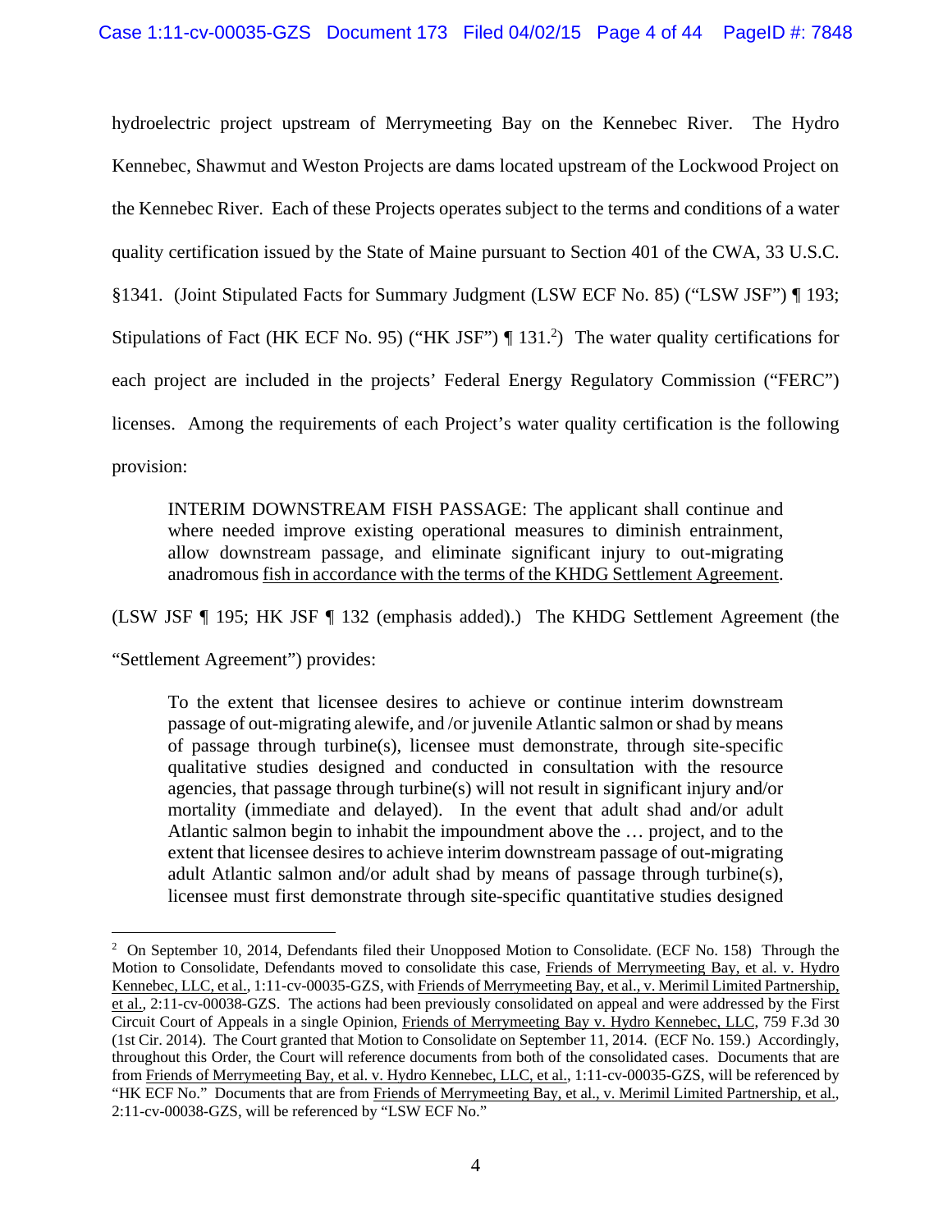hydroelectric project upstream of Merrymeeting Bay on the Kennebec River. The Hydro Kennebec, Shawmut and Weston Projects are dams located upstream of the Lockwood Project on the Kennebec River. Each of these Projects operates subject to the terms and conditions of a water quality certification issued by the State of Maine pursuant to Section 401 of the CWA, 33 U.S.C. §1341. (Joint Stipulated Facts for Summary Judgment (LSW ECF No. 85) ("LSW JSF") ¶ 193; Stipulations of Fact (HK ECF No. 95) ("HK JSF") ¶ 131.[2]) The water quality certifications for each project are included in the projects' Federal Energy Regulatory Commission ("FERC") licenses. Among the requirements of each Project's water quality certification is the following provision:

> INTERIM DOWNSTREAM FISH PASSAGE: The applicant shall continue and where needed improve existing operational measures to diminish entrainment, allow downstream passage, and eliminate significant injury to out-migrating anadromous <u>fish in accordance with the terms of the KHDG Settlement Agreement</u>.

(LSW JSF ¶ 195; HK JSF ¶ 132 (emphasis added).) The KHDG Settlement Agreement (the "Settlement Agreement") provides:

> To the extent that licensee desires to achieve or continue interim downstream passage of out-migrating alewife, and /or juvenile Atlantic salmon or shad by means of passage through turbine(s), licensee must demonstrate, through site-specific qualitative studies designed and conducted in consultation with the resource agencies, that passage through turbine(s) will not result in significant injury and/or mortality (immediate and delayed). In the event that adult shad and/or adult Atlantic salmon begin to inhabit the impoundment above the … project, and to the extent that licensee desires to achieve interim downstream passage of out-migrating adult Atlantic salmon and/or adult shad by means of passage through turbine(s), licensee must first demonstrate through site-specific quantitative studies designed

---

[2] On September 10, 2014, Defendants filed their Unopposed Motion to Consolidate. (ECF No. 158) Through the Motion to Consolidate, Defendants moved to consolidate this case, <u>Friends of Merrymeeting Bay, et al. v. Hydro Kennebec, LLC, et al.</u>, 1:11-cv-00035-GZS, with <u>Friends of Merrymeeting Bay, et al., v. Merimil Limited Partnership, et al.</u>, 2:11-cv-00038-GZS. The actions had been previously consolidated on appeal and were addressed by the First Circuit Court of Appeals in a single Opinion, <u>Friends of Merrymeeting Bay v. Hydro Kennebec, LLC</u>, 759 F.3d 30 (1st Cir. 2014). The Court granted that Motion to Consolidate on September 11, 2014. (ECF No. 159.) Accordingly, throughout this Order, the Court will reference documents from both of the consolidated cases. Documents that are from <u>Friends of Merrymeeting Bay, et al. v. Hydro Kennebec, LLC, et al.</u>, 1:11-cv-00035-GZS, will be referenced by "HK ECF No." Documents that are from <u>Friends of Merrymeeting Bay, et al., v. Merimil Limited Partnership, et al.</u>, 2:11-cv-00038-GZS, will be referenced by "LSW ECF No."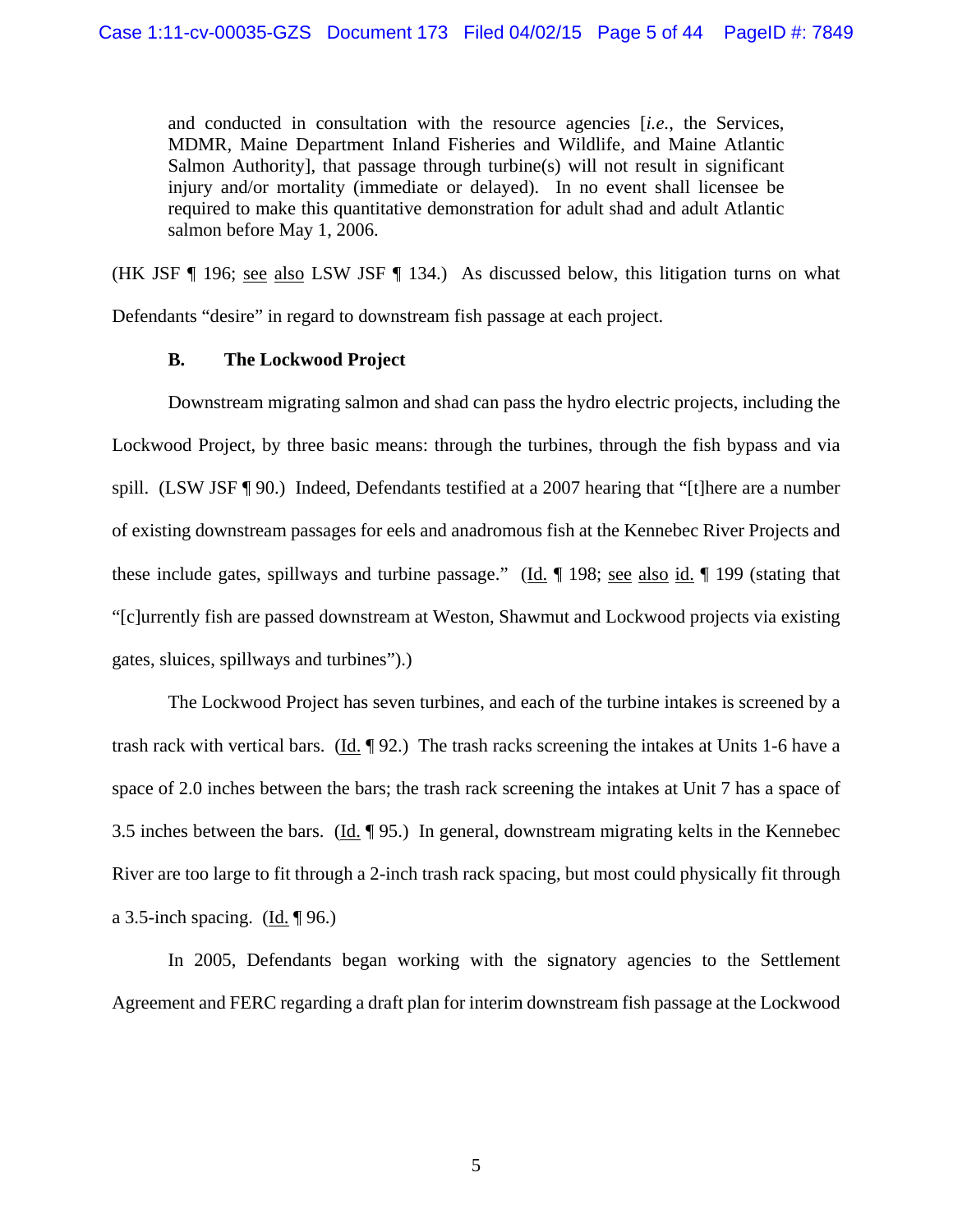> and conducted in consultation with the resource agencies [*i.e.*, the Services, MDMR, Maine Department Inland Fisheries and Wildlife, and Maine Atlantic Salmon Authority], that passage through turbine(s) will not result in significant injury and/or mortality (immediate or delayed). In no event shall licensee be required to make this quantitative demonstration for adult shad and adult Atlantic salmon before May 1, 2006.

(HK JSF ¶ 196; see also LSW JSF ¶ 134.) As discussed below, this litigation turns on what Defendants "desire" in regard to downstream fish passage at each project.

### B. The Lockwood Project

Downstream migrating salmon and shad can pass the hydro electric projects, including the Lockwood Project, by three basic means: through the turbines, through the fish bypass and via spill. (LSW JSF ¶ 90.) Indeed, Defendants testified at a 2007 hearing that "[t]here are a number of existing downstream passages for eels and anadromous fish at the Kennebec River Projects and these include gates, spillways and turbine passage." (Id. ¶ 198; see also id. ¶ 199 (stating that "[c]urrently fish are passed downstream at Weston, Shawmut and Lockwood projects via existing gates, sluices, spillways and turbines").)

The Lockwood Project has seven turbines, and each of the turbine intakes is screened by a trash rack with vertical bars. (Id. ¶ 92.) The trash racks screening the intakes at Units 1-6 have a space of 2.0 inches between the bars; the trash rack screening the intakes at Unit 7 has a space of 3.5 inches between the bars. (Id. ¶ 95.) In general, downstream migrating kelts in the Kennebec River are too large to fit through a 2-inch trash rack spacing, but most could physically fit through a 3.5-inch spacing. (Id. ¶ 96.)

In 2005, Defendants began working with the signatory agencies to the Settlement Agreement and FERC regarding a draft plan for interim downstream fish passage at the Lockwood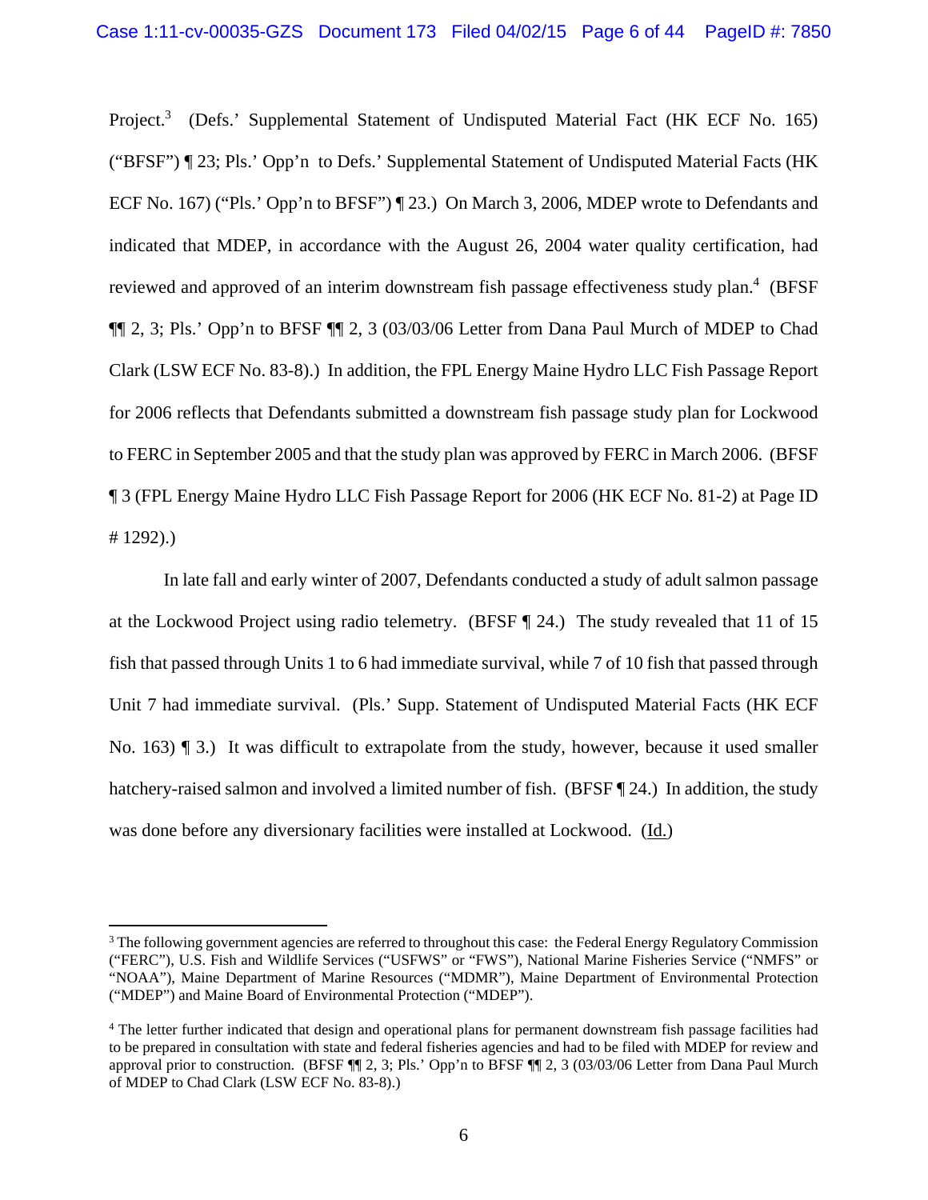Project.[3] (Defs.' Supplemental Statement of Undisputed Material Fact (HK ECF No. 165) ("BFSF") ¶ 23; Pls.' Opp'n to Defs.' Supplemental Statement of Undisputed Material Facts (HK ECF No. 167) ("Pls.' Opp'n to BFSF") ¶ 23.) On March 3, 2006, MDEP wrote to Defendants and indicated that MDEP, in accordance with the August 26, 2004 water quality certification, had reviewed and approved of an interim downstream fish passage effectiveness study plan.[4] (BFSF ¶¶ 2, 3; Pls.' Opp'n to BFSF ¶¶ 2, 3 (03/03/06 Letter from Dana Paul Murch of MDEP to Chad Clark (LSW ECF No. 83-8).) In addition, the FPL Energy Maine Hydro LLC Fish Passage Report for 2006 reflects that Defendants submitted a downstream fish passage study plan for Lockwood to FERC in September 2005 and that the study plan was approved by FERC in March 2006. (BFSF ¶ 3 (FPL Energy Maine Hydro LLC Fish Passage Report for 2006 (HK ECF No. 81-2) at Page ID # 1292).)

In late fall and early winter of 2007, Defendants conducted a study of adult salmon passage at the Lockwood Project using radio telemetry. (BFSF ¶ 24.) The study revealed that 11 of 15 fish that passed through Units 1 to 6 had immediate survival, while 7 of 10 fish that passed through Unit 7 had immediate survival. (Pls.' Supp. Statement of Undisputed Material Facts (HK ECF No. 163) ¶ 3.) It was difficult to extrapolate from the study, however, because it used smaller hatchery-raised salmon and involved a limited number of fish. (BFSF ¶ 24.) In addition, the study was done before any diversionary facilities were installed at Lockwood. (Id.)

---

[3] The following government agencies are referred to throughout this case: the Federal Energy Regulatory Commission ("FERC"), U.S. Fish and Wildlife Services ("USFWS" or "FWS"), National Marine Fisheries Service ("NMFS" or "NOAA"), Maine Department of Marine Resources ("MDMR"), Maine Department of Environmental Protection ("MDEP") and Maine Board of Environmental Protection ("MDEP").

[4] The letter further indicated that design and operational plans for permanent downstream fish passage facilities had to be prepared in consultation with state and federal fisheries agencies and had to be filed with MDEP for review and approval prior to construction. (BFSF ¶¶ 2, 3; Pls.' Opp'n to BFSF ¶¶ 2, 3 (03/03/06 Letter from Dana Paul Murch of MDEP to Chad Clark (LSW ECF No. 83-8).)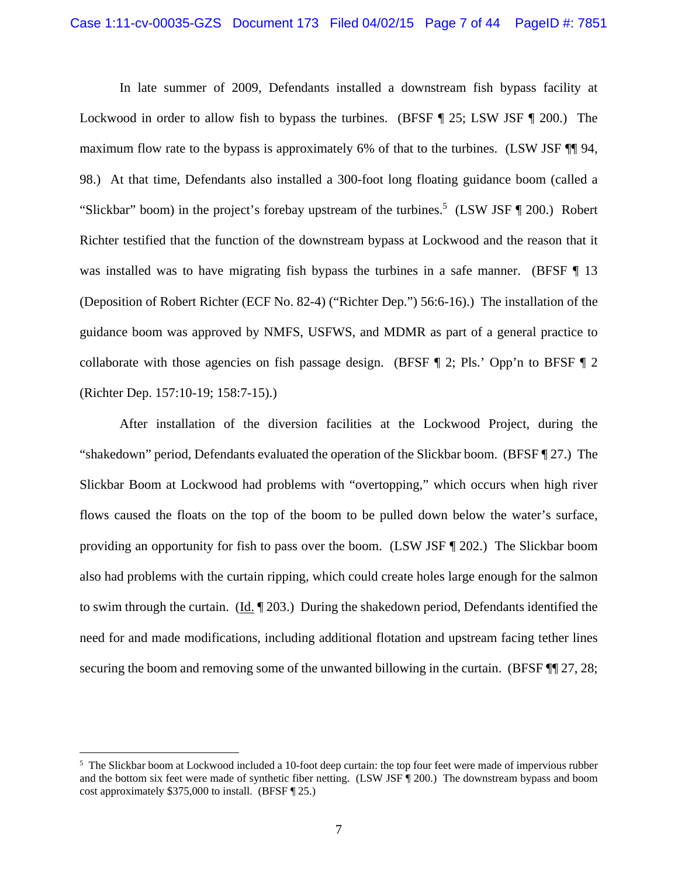In late summer of 2009, Defendants installed a downstream fish bypass facility at Lockwood in order to allow fish to bypass the turbines. (BFSF ¶ 25; LSW JSF ¶ 200.) The maximum flow rate to the bypass is approximately 6% of that to the turbines. (LSW JSF ¶¶ 94, 98.) At that time, Defendants also installed a 300-foot long floating guidance boom (called a "Slickbar" boom) in the project's forebay upstream of the turbines.[5] (LSW JSF ¶ 200.) Robert Richter testified that the function of the downstream bypass at Lockwood and the reason that it was installed was to have migrating fish bypass the turbines in a safe manner. (BFSF ¶ 13 (Deposition of Robert Richter (ECF No. 82-4) ("Richter Dep.") 56:6-16).) The installation of the guidance boom was approved by NMFS, USFWS, and MDMR as part of a general practice to collaborate with those agencies on fish passage design. (BFSF ¶ 2; Pls.' Opp'n to BFSF ¶ 2 (Richter Dep. 157:10-19; 158:7-15).)

After installation of the diversion facilities at the Lockwood Project, during the "shakedown" period, Defendants evaluated the operation of the Slickbar boom. (BFSF ¶ 27.) The Slickbar Boom at Lockwood had problems with "overtopping," which occurs when high river flows caused the floats on the top of the boom to be pulled down below the water's surface, providing an opportunity for fish to pass over the boom. (LSW JSF ¶ 202.) The Slickbar boom also had problems with the curtain ripping, which could create holes large enough for the salmon to swim through the curtain. (Id. ¶ 203.) During the shakedown period, Defendants identified the need for and made modifications, including additional flotation and upstream facing tether lines securing the boom and removing some of the unwanted billowing in the curtain. (BFSF ¶¶ 27, 28;

---

[5] The Slickbar boom at Lockwood included a 10-foot deep curtain: the top four feet were made of impervious rubber and the bottom six feet were made of synthetic fiber netting. (LSW JSF ¶ 200.) The downstream bypass and boom cost approximately $375,000 to install. (BFSF ¶ 25.)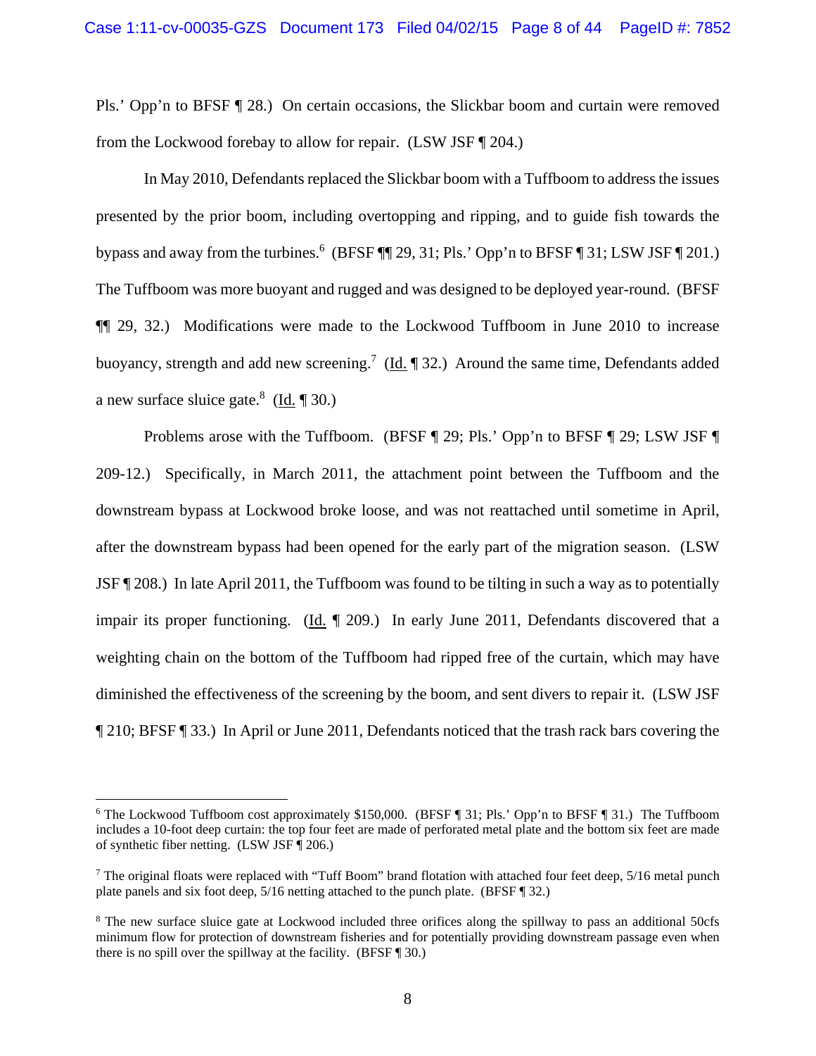Pls.' Opp'n to BFSF ¶ 28.) On certain occasions, the Slickbar boom and curtain were removed from the Lockwood forebay to allow for repair. (LSW JSF ¶ 204.)

In May 2010, Defendants replaced the Slickbar boom with a Tuffboom to address the issues presented by the prior boom, including overtopping and ripping, and to guide fish towards the bypass and away from the turbines.[6] (BFSF ¶¶ 29, 31; Pls.' Opp'n to BFSF ¶ 31; LSW JSF ¶ 201.) The Tuffboom was more buoyant and rugged and was designed to be deployed year-round. (BFSF ¶¶ 29, 32.) Modifications were made to the Lockwood Tuffboom in June 2010 to increase buoyancy, strength and add new screening.[7] (Id. ¶ 32.) Around the same time, Defendants added a new surface sluice gate.[8] (Id. ¶ 30.)

Problems arose with the Tuffboom. (BFSF ¶ 29; Pls.' Opp'n to BFSF ¶ 29; LSW JSF ¶ 209-12.) Specifically, in March 2011, the attachment point between the Tuffboom and the downstream bypass at Lockwood broke loose, and was not reattached until sometime in April, after the downstream bypass had been opened for the early part of the migration season. (LSW JSF ¶ 208.) In late April 2011, the Tuffboom was found to be tilting in such a way as to potentially impair its proper functioning. (Id. ¶ 209.) In early June 2011, Defendants discovered that a weighting chain on the bottom of the Tuffboom had ripped free of the curtain, which may have diminished the effectiveness of the screening by the boom, and sent divers to repair it. (LSW JSF ¶ 210; BFSF ¶ 33.) In April or June 2011, Defendants noticed that the trash rack bars covering the

---

[6] The Lockwood Tuffboom cost approximately $150,000. (BFSF ¶ 31; Pls.' Opp'n to BFSF ¶ 31.) The Tuffboom includes a 10-foot deep curtain: the top four feet are made of perforated metal plate and the bottom six feet are made of synthetic fiber netting. (LSW JSF ¶ 206.)

[7] The original floats were replaced with "Tuff Boom" brand flotation with attached four feet deep, 5/16 metal punch plate panels and six foot deep, 5/16 netting attached to the punch plate. (BFSF ¶ 32.)

[8] The new surface sluice gate at Lockwood included three orifices along the spillway to pass an additional 50cfs minimum flow for protection of downstream fisheries and for potentially providing downstream passage even when there is no spill over the spillway at the facility. (BFSF ¶ 30.)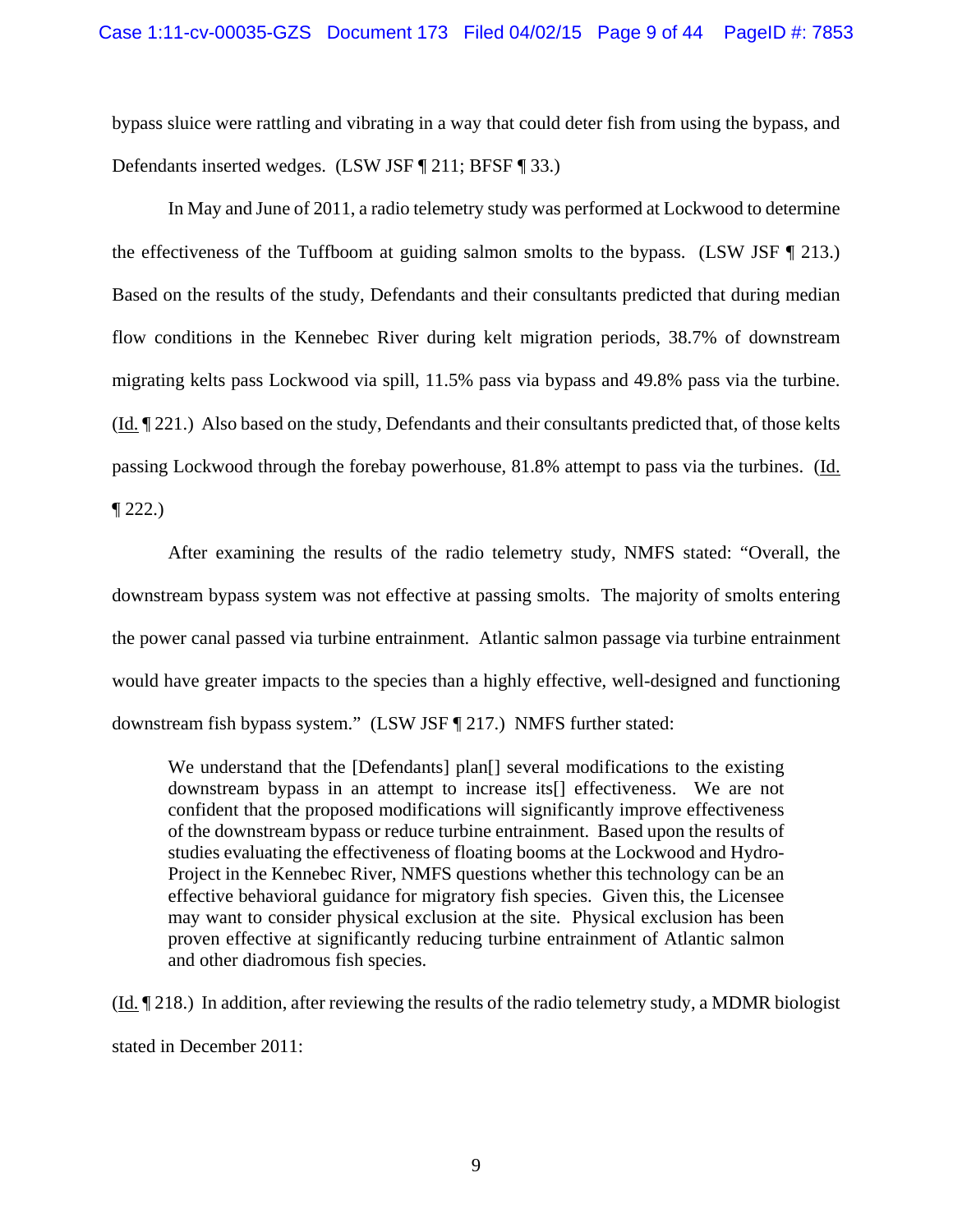bypass sluice were rattling and vibrating in a way that could deter fish from using the bypass, and Defendants inserted wedges. (LSW JSF ¶ 211; BFSF ¶ 33.)

In May and June of 2011, a radio telemetry study was performed at Lockwood to determine the effectiveness of the Tuffboom at guiding salmon smolts to the bypass. (LSW JSF ¶ 213.) Based on the results of the study, Defendants and their consultants predicted that during median flow conditions in the Kennebec River during kelt migration periods, 38.7% of downstream migrating kelts pass Lockwood via spill, 11.5% pass via bypass and 49.8% pass via the turbine. (Id. ¶ 221.) Also based on the study, Defendants and their consultants predicted that, of those kelts passing Lockwood through the forebay powerhouse, 81.8% attempt to pass via the turbines. (Id. ¶ 222.)

After examining the results of the radio telemetry study, NMFS stated: "Overall, the downstream bypass system was not effective at passing smolts. The majority of smolts entering the power canal passed via turbine entrainment. Atlantic salmon passage via turbine entrainment would have greater impacts to the species than a highly effective, well-designed and functioning downstream fish bypass system." (LSW JSF ¶ 217.) NMFS further stated:

> We understand that the [Defendants] plan[] several modifications to the existing downstream bypass in an attempt to increase its[] effectiveness. We are not confident that the proposed modifications will significantly improve effectiveness of the downstream bypass or reduce turbine entrainment. Based upon the results of studies evaluating the effectiveness of floating booms at the Lockwood and Hydro-Project in the Kennebec River, NMFS questions whether this technology can be an effective behavioral guidance for migratory fish species. Given this, the Licensee may want to consider physical exclusion at the site. Physical exclusion has been proven effective at significantly reducing turbine entrainment of Atlantic salmon and other diadromous fish species.

(Id. ¶ 218.) In addition, after reviewing the results of the radio telemetry study, a MDMR biologist stated in December 2011: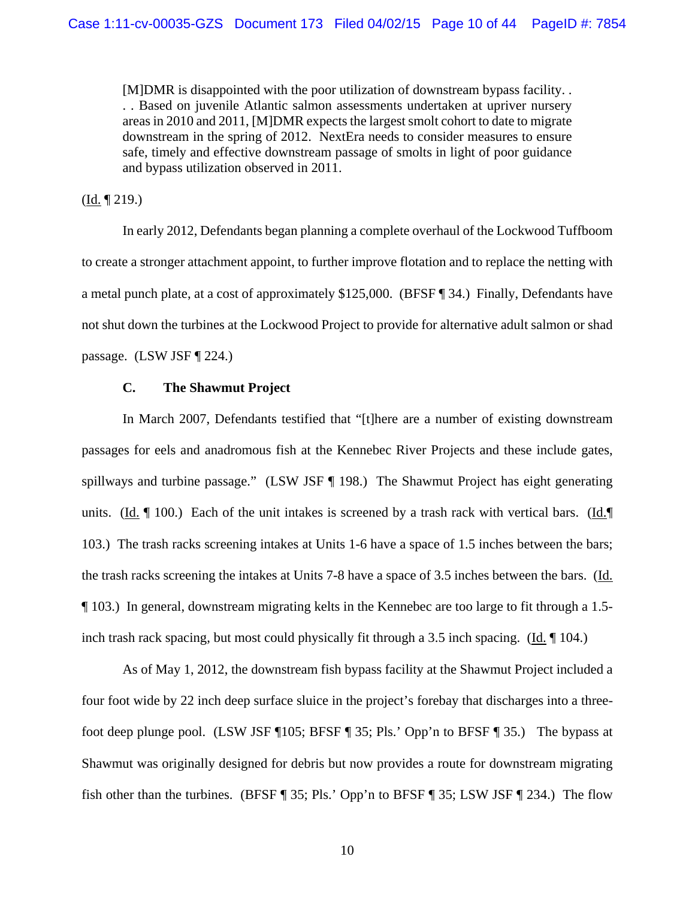> [M]DMR is disappointed with the poor utilization of downstream bypass facility. . . . Based on juvenile Atlantic salmon assessments undertaken at upriver nursery areas in 2010 and 2011, [M]DMR expects the largest smolt cohort to date to migrate downstream in the spring of 2012. NextEra needs to consider measures to ensure safe, timely and effective downstream passage of smolts in light of poor guidance and bypass utilization observed in 2011.

(Id. ¶ 219.)

In early 2012, Defendants began planning a complete overhaul of the Lockwood Tuffboom to create a stronger attachment appoint, to further improve flotation and to replace the netting with a metal punch plate, at a cost of approximately $125,000. (BFSF ¶ 34.) Finally, Defendants have not shut down the turbines at the Lockwood Project to provide for alternative adult salmon or shad passage. (LSW JSF ¶ 224.)

### C. The Shawmut Project

In March 2007, Defendants testified that "[t]here are a number of existing downstream passages for eels and anadromous fish at the Kennebec River Projects and these include gates, spillways and turbine passage." (LSW JSF ¶ 198.) The Shawmut Project has eight generating units. (Id. ¶ 100.) Each of the unit intakes is screened by a trash rack with vertical bars. (Id.¶ 103.) The trash racks screening intakes at Units 1-6 have a space of 1.5 inches between the bars; the trash racks screening the intakes at Units 7-8 have a space of 3.5 inches between the bars. (Id. ¶ 103.) In general, downstream migrating kelts in the Kennebec are too large to fit through a 1.5-inch trash rack spacing, but most could physically fit through a 3.5 inch spacing. (Id. ¶ 104.)

As of May 1, 2012, the downstream fish bypass facility at the Shawmut Project included a four foot wide by 22 inch deep surface sluice in the project's forebay that discharges into a three-foot deep plunge pool. (LSW JSF ¶105; BFSF ¶ 35; Pls.' Opp'n to BFSF ¶ 35.) The bypass at Shawmut was originally designed for debris but now provides a route for downstream migrating fish other than the turbines. (BFSF ¶ 35; Pls.' Opp'n to BFSF ¶ 35; LSW JSF ¶ 234.) The flow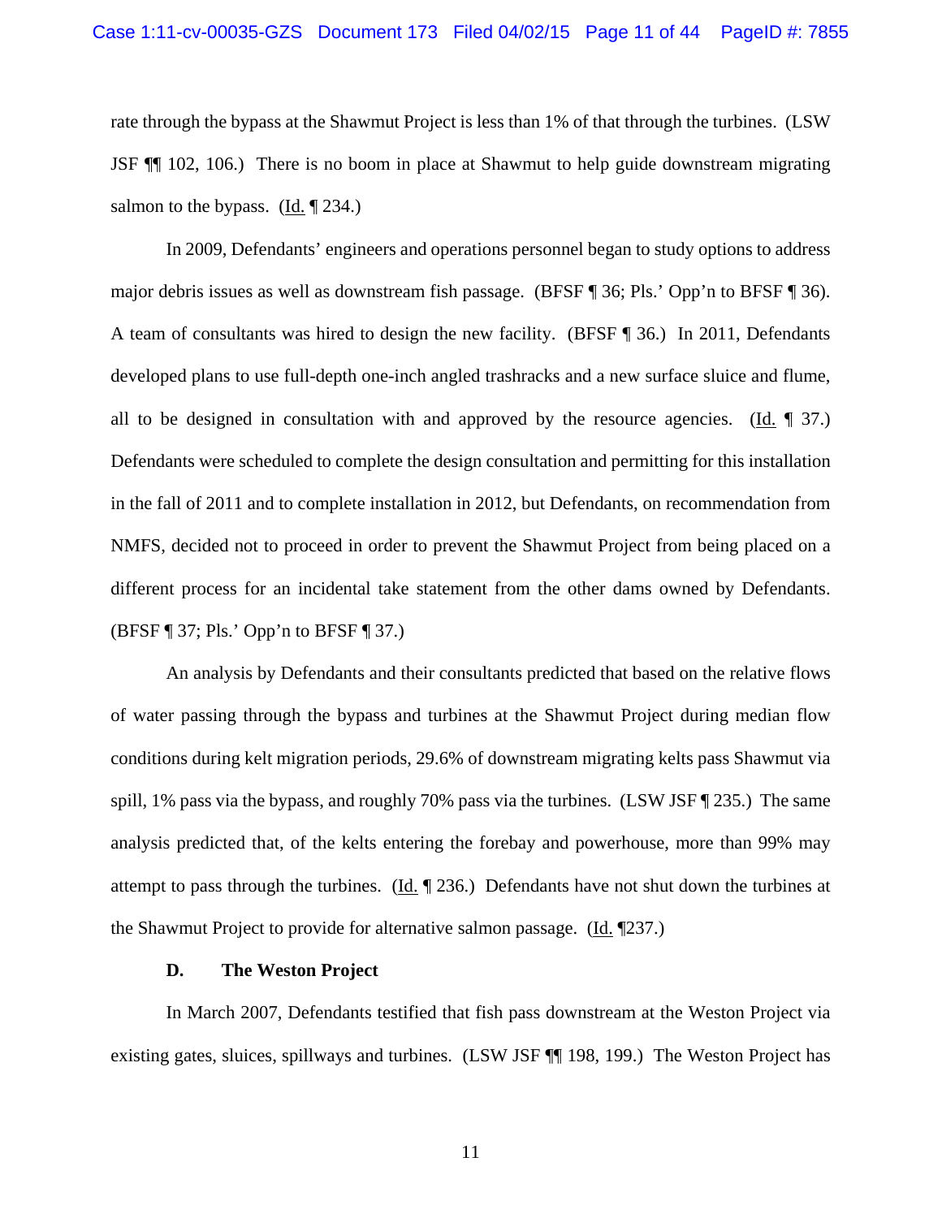rate through the bypass at the Shawmut Project is less than 1% of that through the turbines. (LSW JSF ¶¶ 102, 106.) There is no boom in place at Shawmut to help guide downstream migrating salmon to the bypass. (Id. ¶ 234.)

In 2009, Defendants' engineers and operations personnel began to study options to address major debris issues as well as downstream fish passage. (BFSF ¶ 36; Pls.' Opp'n to BFSF ¶ 36). A team of consultants was hired to design the new facility. (BFSF ¶ 36.) In 2011, Defendants developed plans to use full-depth one-inch angled trashracks and a new surface sluice and flume, all to be designed in consultation with and approved by the resource agencies. (Id. ¶ 37.) Defendants were scheduled to complete the design consultation and permitting for this installation in the fall of 2011 and to complete installation in 2012, but Defendants, on recommendation from NMFS, decided not to proceed in order to prevent the Shawmut Project from being placed on a different process for an incidental take statement from the other dams owned by Defendants. (BFSF ¶ 37; Pls.' Opp'n to BFSF ¶ 37.)

An analysis by Defendants and their consultants predicted that based on the relative flows of water passing through the bypass and turbines at the Shawmut Project during median flow conditions during kelt migration periods, 29.6% of downstream migrating kelts pass Shawmut via spill, 1% pass via the bypass, and roughly 70% pass via the turbines. (LSW JSF ¶ 235.) The same analysis predicted that, of the kelts entering the forebay and powerhouse, more than 99% may attempt to pass through the turbines. (Id. ¶ 236.) Defendants have not shut down the turbines at the Shawmut Project to provide for alternative salmon passage. (Id. ¶237.)

### D. The Weston Project

In March 2007, Defendants testified that fish pass downstream at the Weston Project via existing gates, sluices, spillways and turbines. (LSW JSF ¶¶ 198, 199.) The Weston Project has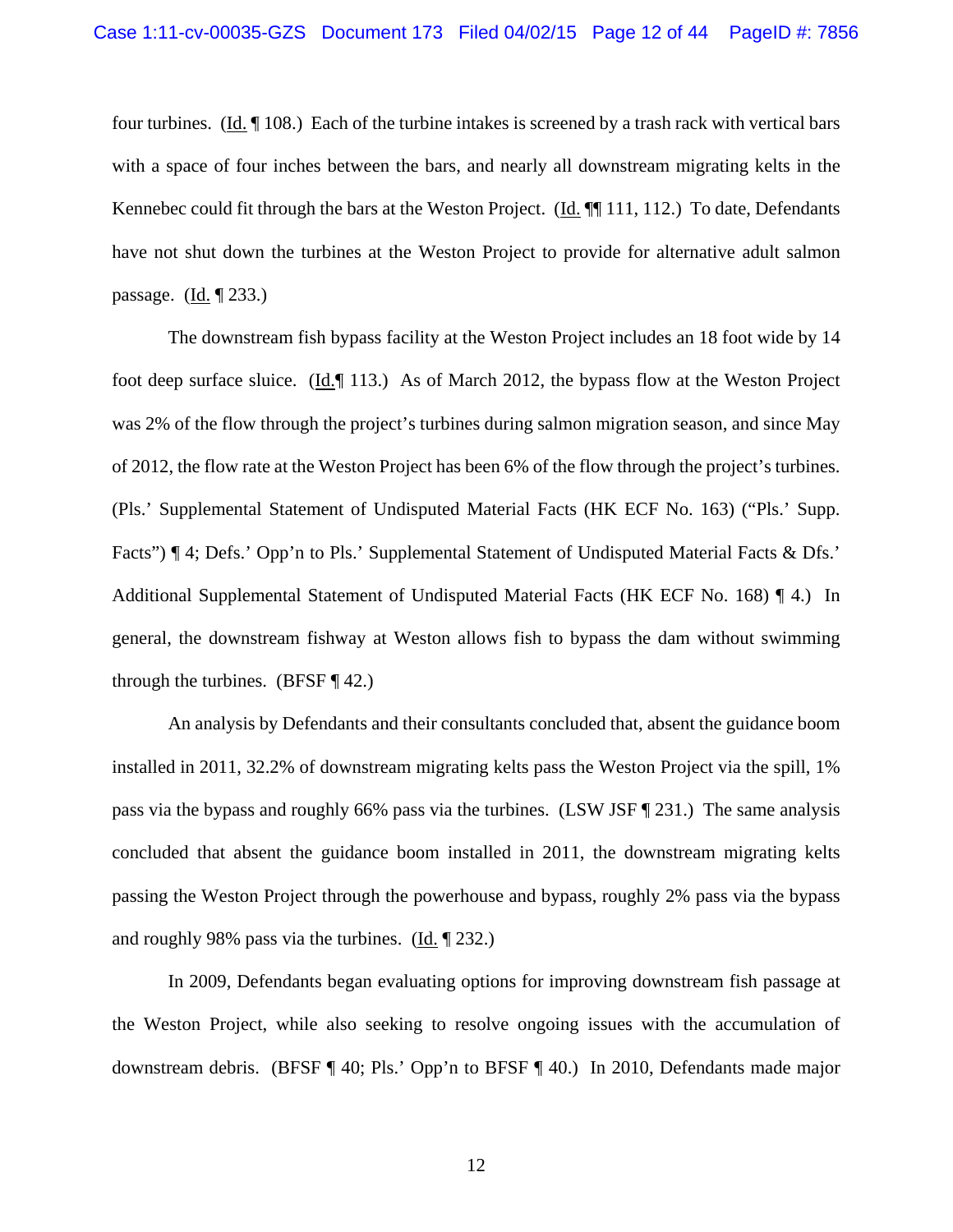four turbines. (Id. ¶ 108.) Each of the turbine intakes is screened by a trash rack with vertical bars with a space of four inches between the bars, and nearly all downstream migrating kelts in the Kennebec could fit through the bars at the Weston Project. (Id. ¶¶ 111, 112.) To date, Defendants have not shut down the turbines at the Weston Project to provide for alternative adult salmon passage. (Id. ¶ 233.)

The downstream fish bypass facility at the Weston Project includes an 18 foot wide by 14 foot deep surface sluice. (Id.¶ 113.) As of March 2012, the bypass flow at the Weston Project was 2% of the flow through the project's turbines during salmon migration season, and since May of 2012, the flow rate at the Weston Project has been 6% of the flow through the project's turbines. (Pls.' Supplemental Statement of Undisputed Material Facts (HK ECF No. 163) ("Pls.' Supp. Facts") ¶ 4; Defs.' Opp'n to Pls.' Supplemental Statement of Undisputed Material Facts & Dfs.' Additional Supplemental Statement of Undisputed Material Facts (HK ECF No. 168) ¶ 4.) In general, the downstream fishway at Weston allows fish to bypass the dam without swimming through the turbines. (BFSF ¶ 42.)

An analysis by Defendants and their consultants concluded that, absent the guidance boom installed in 2011, 32.2% of downstream migrating kelts pass the Weston Project via the spill, 1% pass via the bypass and roughly 66% pass via the turbines. (LSW JSF ¶ 231.) The same analysis concluded that absent the guidance boom installed in 2011, the downstream migrating kelts passing the Weston Project through the powerhouse and bypass, roughly 2% pass via the bypass and roughly 98% pass via the turbines. (Id. ¶ 232.)

In 2009, Defendants began evaluating options for improving downstream fish passage at the Weston Project, while also seeking to resolve ongoing issues with the accumulation of downstream debris. (BFSF ¶ 40; Pls.' Opp'n to BFSF ¶ 40.) In 2010, Defendants made major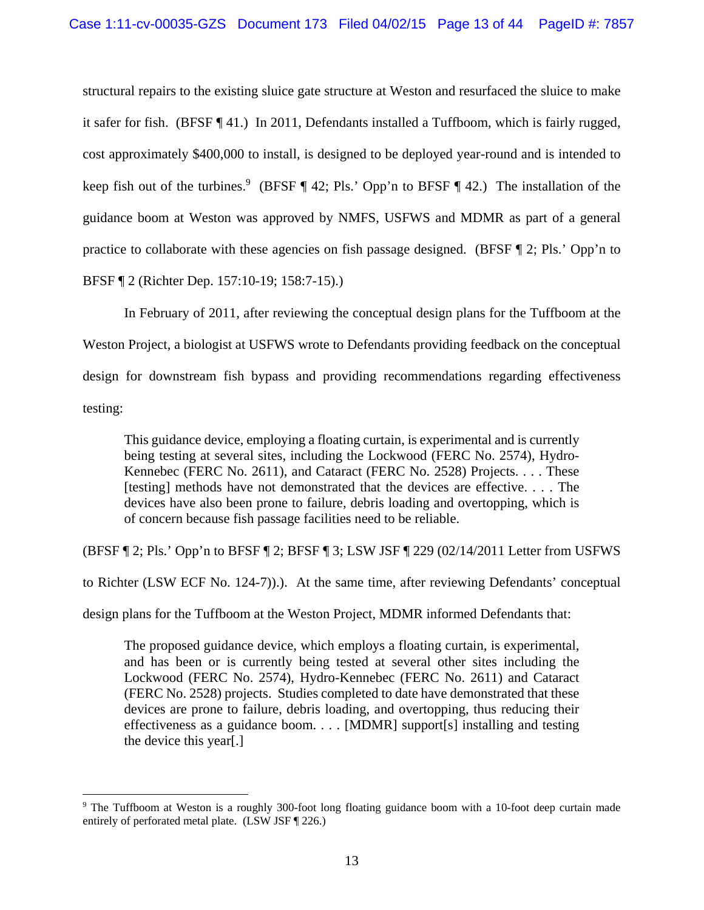structural repairs to the existing sluice gate structure at Weston and resurfaced the sluice to make it safer for fish. (BFSF ¶ 41.) In 2011, Defendants installed a Tuffboom, which is fairly rugged, cost approximately $400,000 to install, is designed to be deployed year-round and is intended to keep fish out of the turbines.[9] (BFSF ¶ 42; Pls.' Opp'n to BFSF ¶ 42.) The installation of the guidance boom at Weston was approved by NMFS, USFWS and MDMR as part of a general practice to collaborate with these agencies on fish passage designed. (BFSF ¶ 2; Pls.' Opp'n to BFSF ¶ 2 (Richter Dep. 157:10-19; 158:7-15).)

In February of 2011, after reviewing the conceptual design plans for the Tuffboom at the Weston Project, a biologist at USFWS wrote to Defendants providing feedback on the conceptual design for downstream fish bypass and providing recommendations regarding effectiveness testing:

> This guidance device, employing a floating curtain, is experimental and is currently being testing at several sites, including the Lockwood (FERC No. 2574), Hydro-Kennebec (FERC No. 2611), and Cataract (FERC No. 2528) Projects. . . . These [testing] methods have not demonstrated that the devices are effective. . . . The devices have also been prone to failure, debris loading and overtopping, which is of concern because fish passage facilities need to be reliable.

(BFSF ¶ 2; Pls.' Opp'n to BFSF ¶ 2; BFSF ¶ 3; LSW JSF ¶ 229 (02/14/2011 Letter from USFWS to Richter (LSW ECF No. 124-7)).). At the same time, after reviewing Defendants' conceptual design plans for the Tuffboom at the Weston Project, MDMR informed Defendants that:

> The proposed guidance device, which employs a floating curtain, is experimental, and has been or is currently being tested at several other sites including the Lockwood (FERC No. 2574), Hydro-Kennebec (FERC No. 2611) and Cataract (FERC No. 2528) projects. Studies completed to date have demonstrated that these devices are prone to failure, debris loading, and overtopping, thus reducing their effectiveness as a guidance boom. . . . [MDMR] support[s] installing and testing the device this year[.]

---

[9] The Tuffboom at Weston is a roughly 300-foot long floating guidance boom with a 10-foot deep curtain made entirely of perforated metal plate. (LSW JSF ¶ 226.)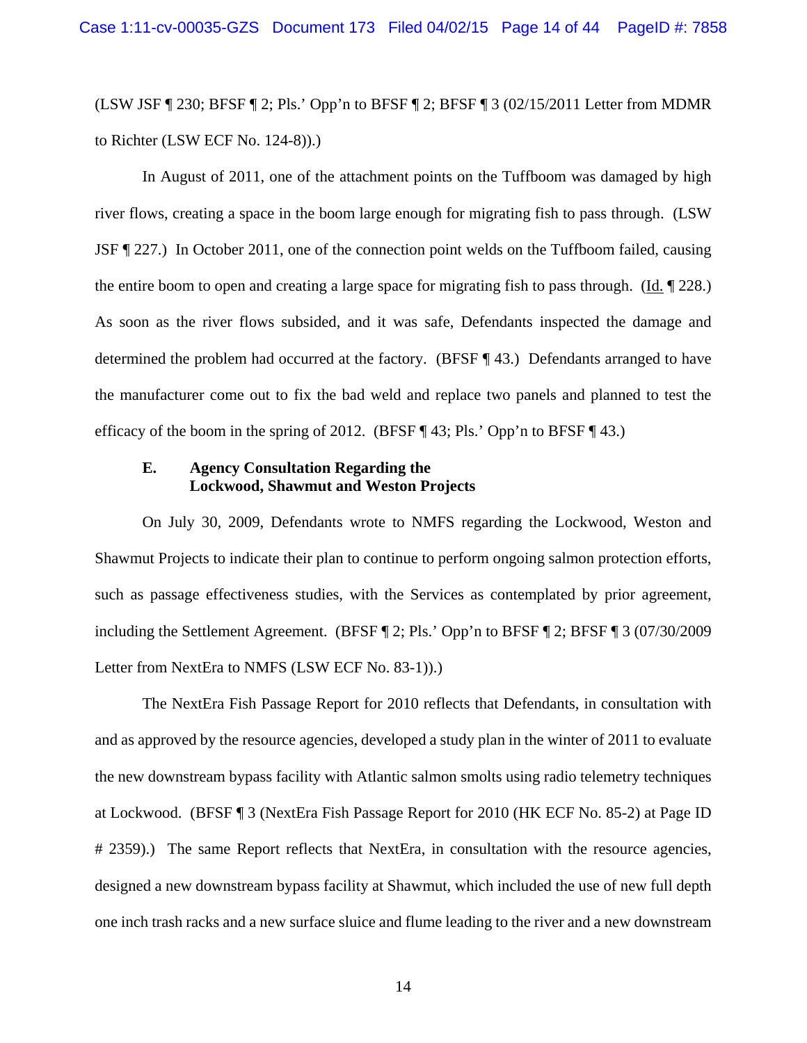(LSW JSF ¶ 230; BFSF ¶ 2; Pls.' Opp'n to BFSF ¶ 2; BFSF ¶ 3 (02/15/2011 Letter from MDMR to Richter (LSW ECF No. 124-8)).)

In August of 2011, one of the attachment points on the Tuffboom was damaged by high river flows, creating a space in the boom large enough for migrating fish to pass through. (LSW JSF ¶ 227.) In October 2011, one of the connection point welds on the Tuffboom failed, causing the entire boom to open and creating a large space for migrating fish to pass through. (Id. ¶ 228.) As soon as the river flows subsided, and it was safe, Defendants inspected the damage and determined the problem had occurred at the factory. (BFSF ¶ 43.) Defendants arranged to have the manufacturer come out to fix the bad weld and replace two panels and planned to test the efficacy of the boom in the spring of 2012. (BFSF ¶ 43; Pls.' Opp'n to BFSF ¶ 43.)

### E. Agency Consultation Regarding the Lockwood, Shawmut and Weston Projects

On July 30, 2009, Defendants wrote to NMFS regarding the Lockwood, Weston and Shawmut Projects to indicate their plan to continue to perform ongoing salmon protection efforts, such as passage effectiveness studies, with the Services as contemplated by prior agreement, including the Settlement Agreement. (BFSF ¶ 2; Pls.' Opp'n to BFSF ¶ 2; BFSF ¶ 3 (07/30/2009 Letter from NextEra to NMFS (LSW ECF No. 83-1)).)

The NextEra Fish Passage Report for 2010 reflects that Defendants, in consultation with and as approved by the resource agencies, developed a study plan in the winter of 2011 to evaluate the new downstream bypass facility with Atlantic salmon smolts using radio telemetry techniques at Lockwood. (BFSF ¶ 3 (NextEra Fish Passage Report for 2010 (HK ECF No. 85-2) at Page ID # 2359).) The same Report reflects that NextEra, in consultation with the resource agencies, designed a new downstream bypass facility at Shawmut, which included the use of new full depth one inch trash racks and a new surface sluice and flume leading to the river and a new downstream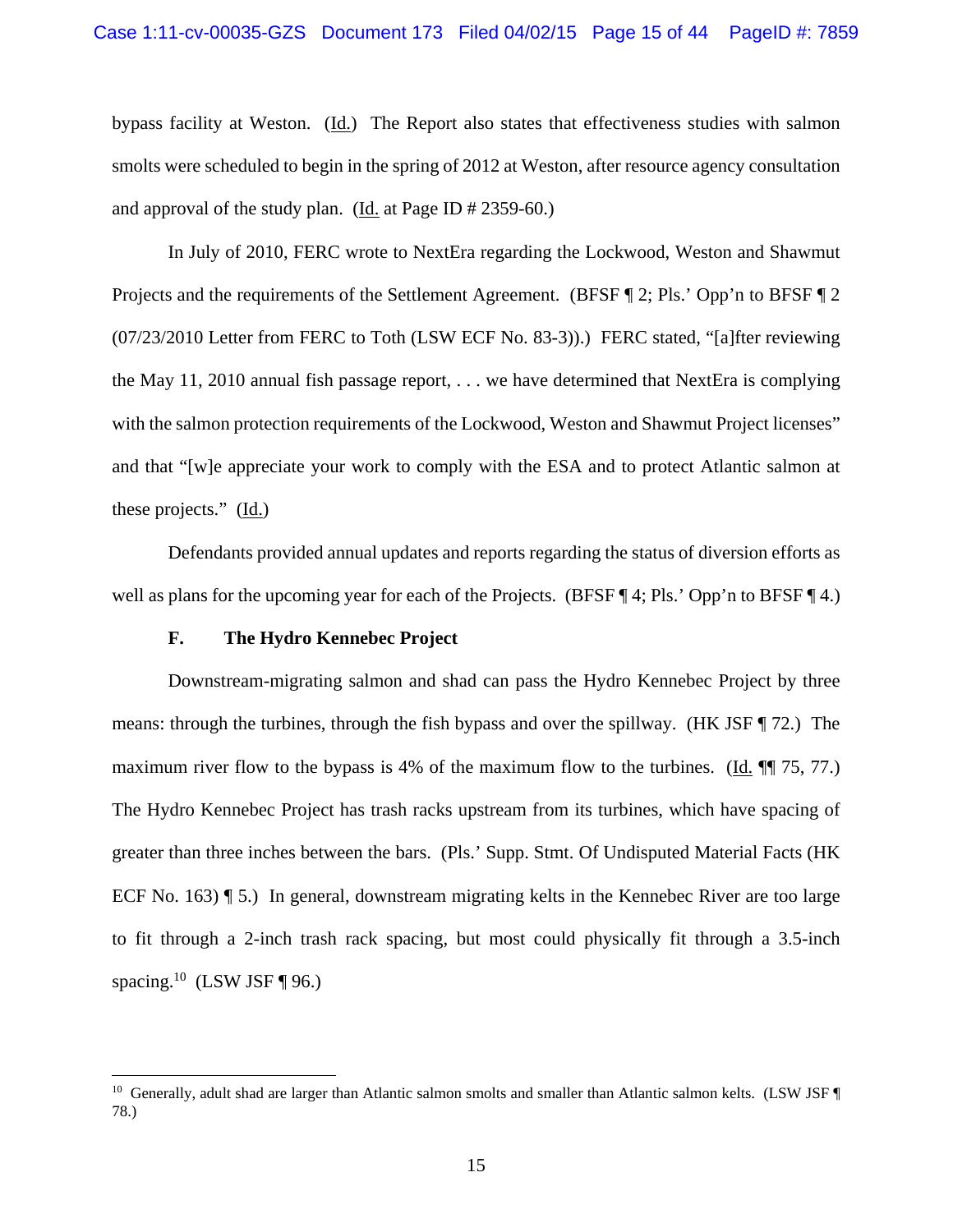bypass facility at Weston. (Id.) The Report also states that effectiveness studies with salmon smolts were scheduled to begin in the spring of 2012 at Weston, after resource agency consultation and approval of the study plan. (Id. at Page ID # 2359-60.)

In July of 2010, FERC wrote to NextEra regarding the Lockwood, Weston and Shawmut Projects and the requirements of the Settlement Agreement. (BFSF ¶ 2; Pls.' Opp'n to BFSF ¶ 2 (07/23/2010 Letter from FERC to Toth (LSW ECF No. 83-3)).) FERC stated, "[a]fter reviewing the May 11, 2010 annual fish passage report, . . . we have determined that NextEra is complying with the salmon protection requirements of the Lockwood, Weston and Shawmut Project licenses" and that "[w]e appreciate your work to comply with the ESA and to protect Atlantic salmon at these projects." (Id.)

Defendants provided annual updates and reports regarding the status of diversion efforts as well as plans for the upcoming year for each of the Projects. (BFSF ¶ 4; Pls.' Opp'n to BFSF ¶ 4.)

### F. The Hydro Kennebec Project

Downstream-migrating salmon and shad can pass the Hydro Kennebec Project by three means: through the turbines, through the fish bypass and over the spillway. (HK JSF ¶ 72.) The maximum river flow to the bypass is 4% of the maximum flow to the turbines. (Id. ¶¶ 75, 77.) The Hydro Kennebec Project has trash racks upstream from its turbines, which have spacing of greater than three inches between the bars. (Pls.' Supp. Stmt. Of Undisputed Material Facts (HK ECF No. 163) ¶ 5.) In general, downstream migrating kelts in the Kennebec River are too large to fit through a 2-inch trash rack spacing, but most could physically fit through a 3.5-inch spacing.[10] (LSW JSF ¶ 96.)

---

[10] Generally, adult shad are larger than Atlantic salmon smolts and smaller than Atlantic salmon kelts. (LSW JSF ¶ 78.)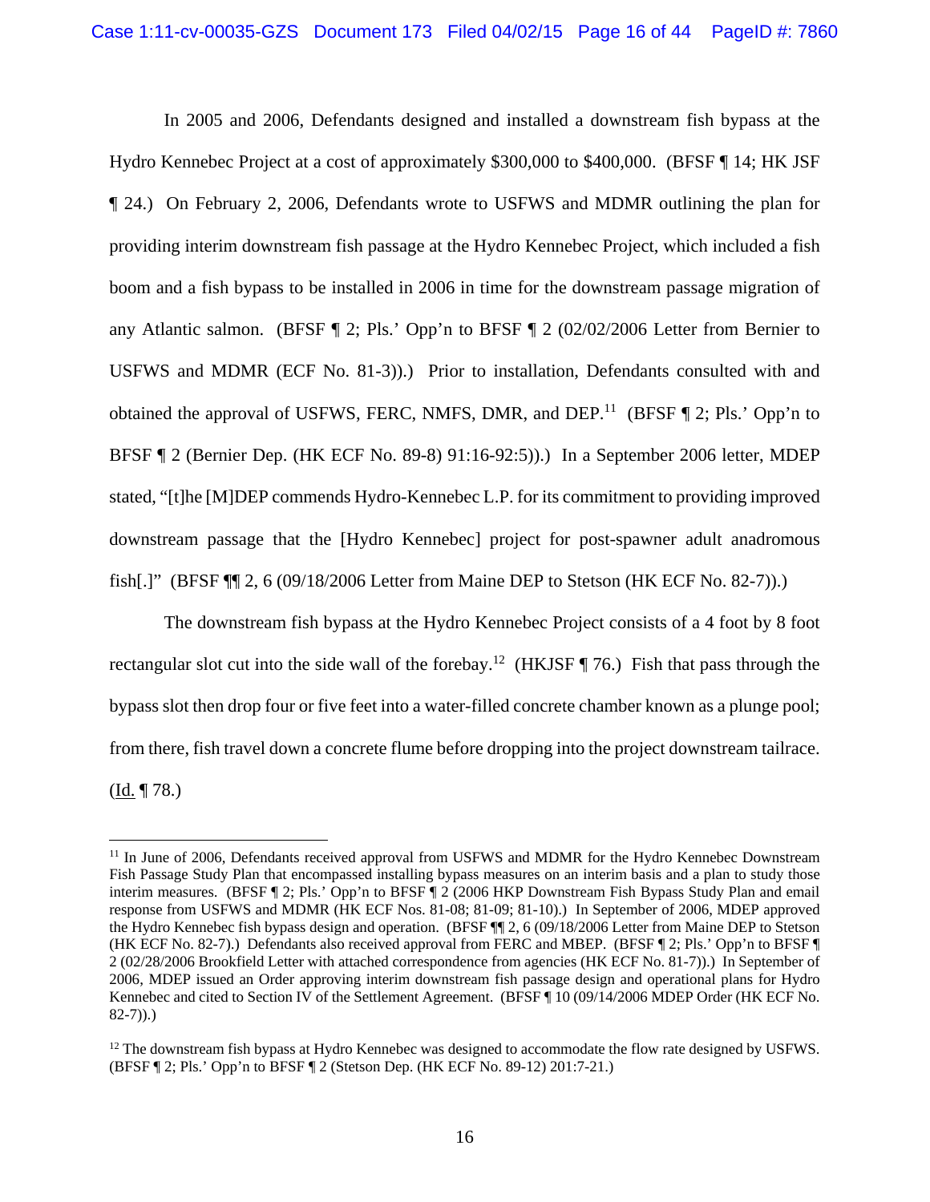In 2005 and 2006, Defendants designed and installed a downstream fish bypass at the Hydro Kennebec Project at a cost of approximately $300,000 to $400,000. (BFSF ¶ 14; HK JSF ¶ 24.) On February 2, 2006, Defendants wrote to USFWS and MDMR outlining the plan for providing interim downstream fish passage at the Hydro Kennebec Project, which included a fish boom and a fish bypass to be installed in 2006 in time for the downstream passage migration of any Atlantic salmon. (BFSF ¶ 2; Pls.' Opp'n to BFSF ¶ 2 (02/02/2006 Letter from Bernier to USFWS and MDMR (ECF No. 81-3)).) Prior to installation, Defendants consulted with and obtained the approval of USFWS, FERC, NMFS, DMR, and DEP.[11] (BFSF ¶ 2; Pls.' Opp'n to BFSF ¶ 2 (Bernier Dep. (HK ECF No. 89-8) 91:16-92:5)).) In a September 2006 letter, MDEP stated, "[t]he [M]DEP commends Hydro-Kennebec L.P. for its commitment to providing improved downstream passage that the [Hydro Kennebec] project for post-spawner adult anadromous fish[.]" (BFSF ¶¶ 2, 6 (09/18/2006 Letter from Maine DEP to Stetson (HK ECF No. 82-7)).)

The downstream fish bypass at the Hydro Kennebec Project consists of a 4 foot by 8 foot rectangular slot cut into the side wall of the forebay.[12] (HKJSF ¶ 76.) Fish that pass through the bypass slot then drop four or five feet into a water-filled concrete chamber known as a plunge pool; from there, fish travel down a concrete flume before dropping into the project downstream tailrace. (Id. ¶ 78.)

---

[11] In June of 2006, Defendants received approval from USFWS and MDMR for the Hydro Kennebec Downstream Fish Passage Study Plan that encompassed installing bypass measures on an interim basis and a plan to study those interim measures. (BFSF ¶ 2; Pls.' Opp'n to BFSF ¶ 2 (2006 HKP Downstream Fish Bypass Study Plan and email response from USFWS and MDMR (HK ECF Nos. 81-08; 81-09; 81-10).) In September of 2006, MDEP approved the Hydro Kennebec fish bypass design and operation. (BFSF ¶¶ 2, 6 (09/18/2006 Letter from Maine DEP to Stetson (HK ECF No. 82-7).) Defendants also received approval from FERC and MBEP. (BFSF ¶ 2; Pls.' Opp'n to BFSF ¶ 2 (02/28/2006 Brookfield Letter with attached correspondence from agencies (HK ECF No. 81-7)).) In September of 2006, MDEP issued an Order approving interim downstream fish passage design and operational plans for Hydro Kennebec and cited to Section IV of the Settlement Agreement. (BFSF ¶ 10 (09/14/2006 MDEP Order (HK ECF No. 82-7)).)

[12] The downstream fish bypass at Hydro Kennebec was designed to accommodate the flow rate designed by USFWS. (BFSF ¶ 2; Pls.' Opp'n to BFSF ¶ 2 (Stetson Dep. (HK ECF No. 89-12) 201:7-21.)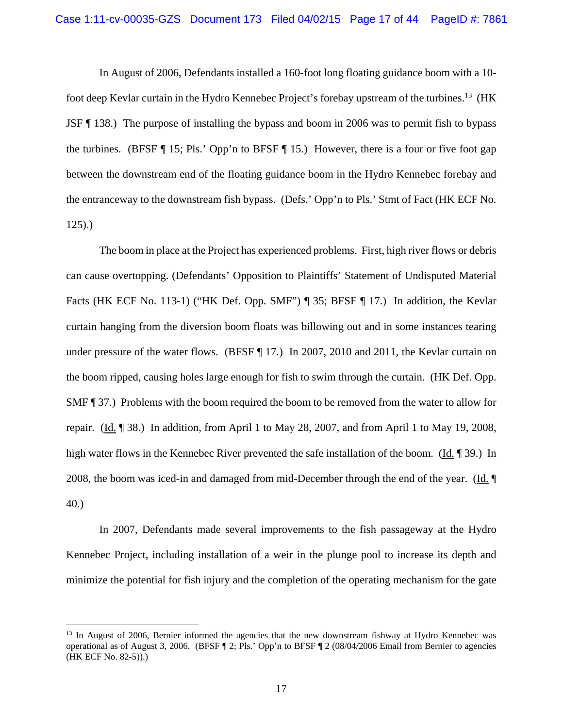In August of 2006, Defendants installed a 160-foot long floating guidance boom with a 10-foot deep Kevlar curtain in the Hydro Kennebec Project's forebay upstream of the turbines.[13] (HK JSF ¶ 138.) The purpose of installing the bypass and boom in 2006 was to permit fish to bypass the turbines. (BFSF ¶ 15; Pls.' Opp'n to BFSF ¶ 15.) However, there is a four or five foot gap between the downstream end of the floating guidance boom in the Hydro Kennebec forebay and the entranceway to the downstream fish bypass. (Defs.' Opp'n to Pls.' Stmt of Fact (HK ECF No. 125).)

The boom in place at the Project has experienced problems. First, high river flows or debris can cause overtopping. (Defendants' Opposition to Plaintiffs' Statement of Undisputed Material Facts (HK ECF No. 113-1) ("HK Def. Opp. SMF") ¶ 35; BFSF ¶ 17.) In addition, the Kevlar curtain hanging from the diversion boom floats was billowing out and in some instances tearing under pressure of the water flows. (BFSF ¶ 17.) In 2007, 2010 and 2011, the Kevlar curtain on the boom ripped, causing holes large enough for fish to swim through the curtain. (HK Def. Opp. SMF ¶ 37.) Problems with the boom required the boom to be removed from the water to allow for repair. (Id. ¶ 38.) In addition, from April 1 to May 28, 2007, and from April 1 to May 19, 2008, high water flows in the Kennebec River prevented the safe installation of the boom. (Id. ¶ 39.) In 2008, the boom was iced-in and damaged from mid-December through the end of the year. (Id. ¶ 40.)

In 2007, Defendants made several improvements to the fish passageway at the Hydro Kennebec Project, including installation of a weir in the plunge pool to increase its depth and minimize the potential for fish injury and the completion of the operating mechanism for the gate

---

[13] In August of 2006, Bernier informed the agencies that the new downstream fishway at Hydro Kennebec was operational as of August 3, 2006. (BFSF ¶ 2; Pls.' Opp'n to BFSF ¶ 2 (08/04/2006 Email from Bernier to agencies (HK ECF No. 82-5)).)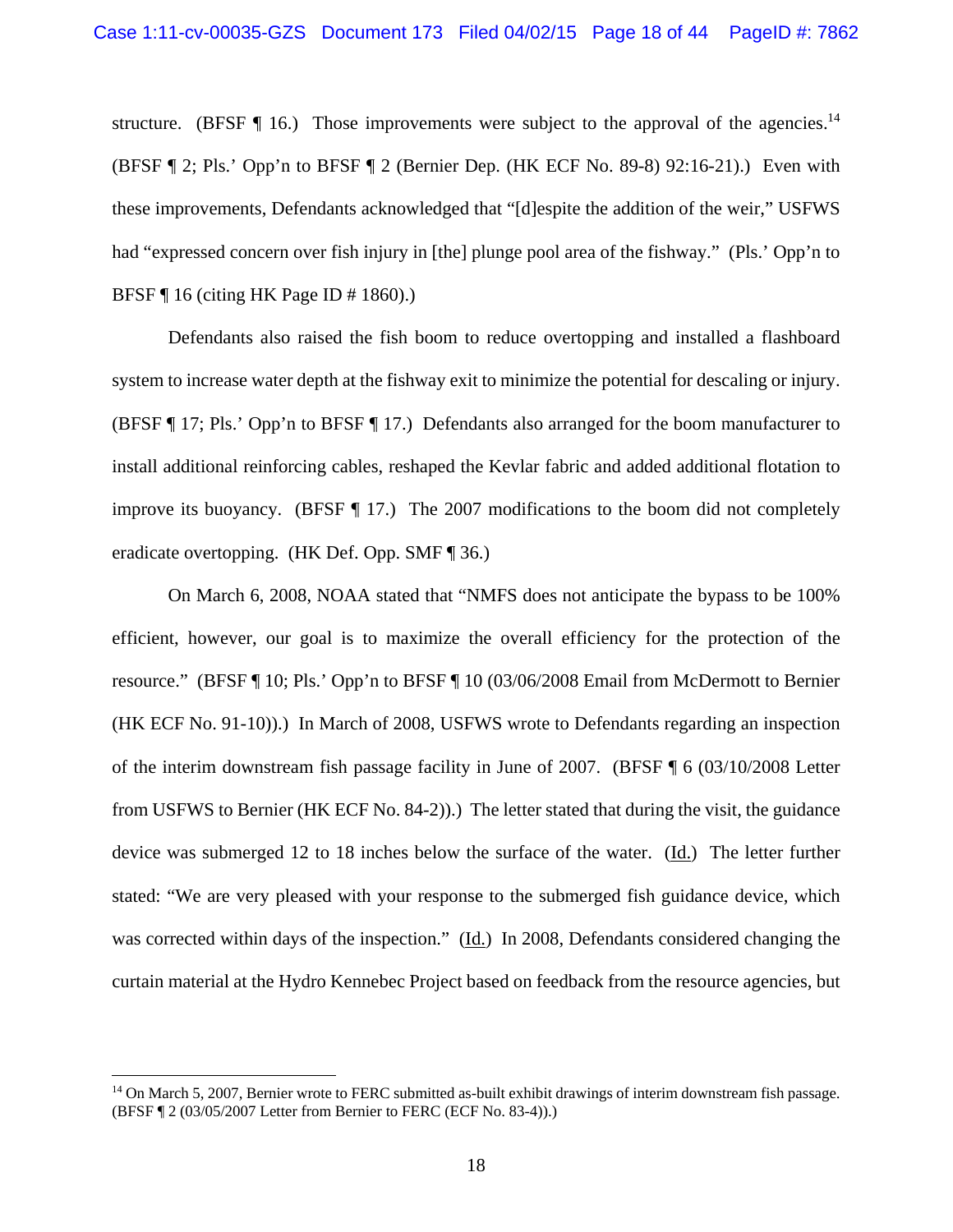structure. (BFSF ¶ 16.) Those improvements were subject to the approval of the agencies.[14] (BFSF ¶ 2; Pls.' Opp'n to BFSF ¶ 2 (Bernier Dep. (HK ECF No. 89-8) 92:16-21).) Even with these improvements, Defendants acknowledged that "[d]espite the addition of the weir," USFWS had "expressed concern over fish injury in [the] plunge pool area of the fishway." (Pls.' Opp'n to BFSF ¶ 16 (citing HK Page ID # 1860).)

Defendants also raised the fish boom to reduce overtopping and installed a flashboard system to increase water depth at the fishway exit to minimize the potential for descaling or injury. (BFSF ¶ 17; Pls.' Opp'n to BFSF ¶ 17.) Defendants also arranged for the boom manufacturer to install additional reinforcing cables, reshaped the Kevlar fabric and added additional flotation to improve its buoyancy. (BFSF ¶ 17.) The 2007 modifications to the boom did not completely eradicate overtopping. (HK Def. Opp. SMF ¶ 36.)

On March 6, 2008, NOAA stated that "NMFS does not anticipate the bypass to be 100% efficient, however, our goal is to maximize the overall efficiency for the protection of the resource." (BFSF ¶ 10; Pls.' Opp'n to BFSF ¶ 10 (03/06/2008 Email from McDermott to Bernier (HK ECF No. 91-10)).) In March of 2008, USFWS wrote to Defendants regarding an inspection of the interim downstream fish passage facility in June of 2007. (BFSF ¶ 6 (03/10/2008 Letter from USFWS to Bernier (HK ECF No. 84-2)).) The letter stated that during the visit, the guidance device was submerged 12 to 18 inches below the surface of the water. (Id.) The letter further stated: "We are very pleased with your response to the submerged fish guidance device, which was corrected within days of the inspection." (Id.) In 2008, Defendants considered changing the curtain material at the Hydro Kennebec Project based on feedback from the resource agencies, but

[14] On March 5, 2007, Bernier wrote to FERC submitted as-built exhibit drawings of interim downstream fish passage. (BFSF ¶ 2 (03/05/2007 Letter from Bernier to FERC (ECF No. 83-4)).)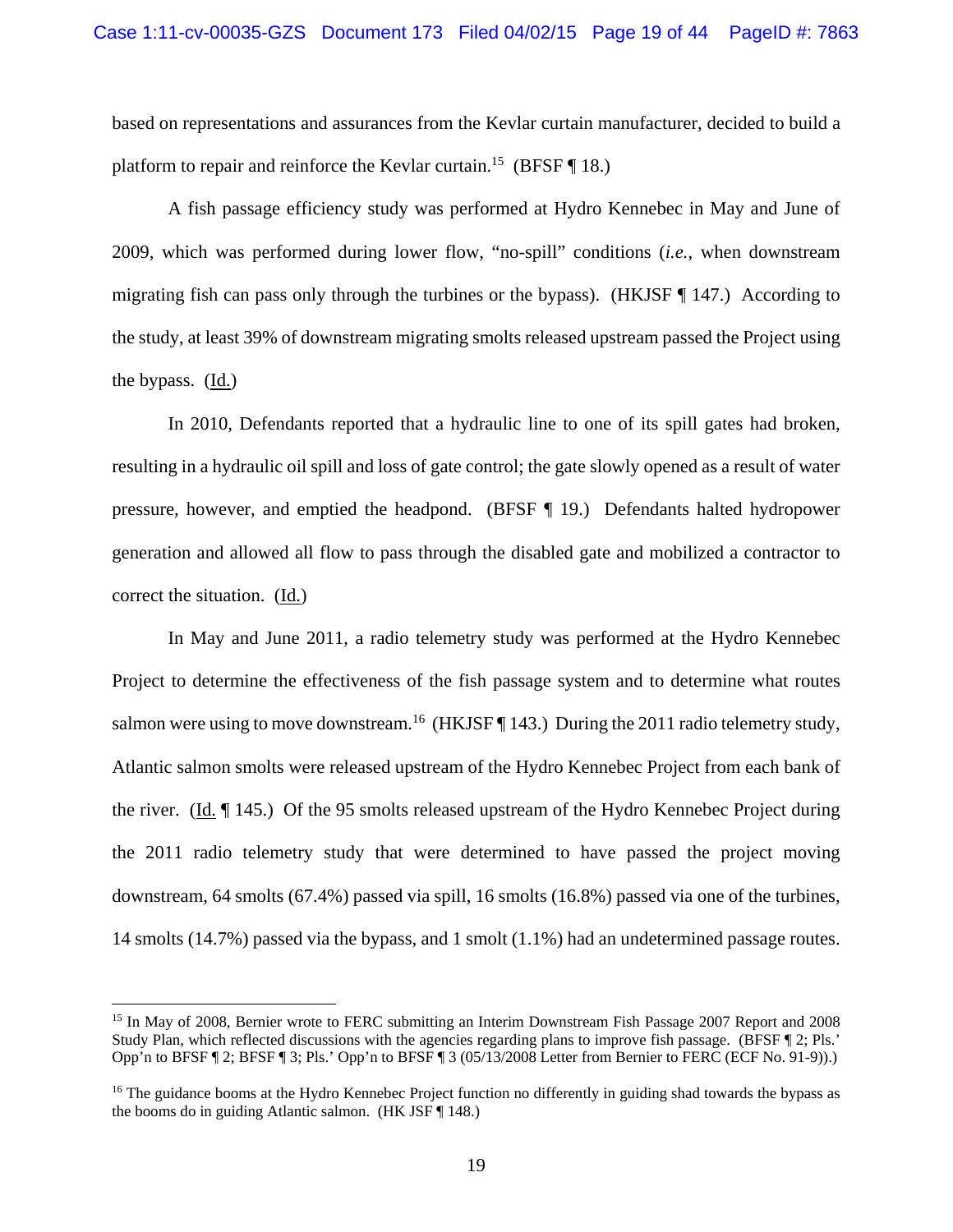based on representations and assurances from the Kevlar curtain manufacturer, decided to build a platform to repair and reinforce the Kevlar curtain.[15] (BFSF ¶ 18.)

A fish passage efficiency study was performed at Hydro Kennebec in May and June of 2009, which was performed during lower flow, "no-spill" conditions (*i.e.*, when downstream migrating fish can pass only through the turbines or the bypass). (HKJSF ¶ 147.) According to the study, at least 39% of downstream migrating smolts released upstream passed the Project using the bypass. (Id.)

In 2010, Defendants reported that a hydraulic line to one of its spill gates had broken, resulting in a hydraulic oil spill and loss of gate control; the gate slowly opened as a result of water pressure, however, and emptied the headpond. (BFSF ¶ 19.) Defendants halted hydropower generation and allowed all flow to pass through the disabled gate and mobilized a contractor to correct the situation. (Id.)

In May and June 2011, a radio telemetry study was performed at the Hydro Kennebec Project to determine the effectiveness of the fish passage system and to determine what routes salmon were using to move downstream.[16] (HKJSF ¶ 143.) During the 2011 radio telemetry study, Atlantic salmon smolts were released upstream of the Hydro Kennebec Project from each bank of the river. (Id. ¶ 145.) Of the 95 smolts released upstream of the Hydro Kennebec Project during the 2011 radio telemetry study that were determined to have passed the project moving downstream, 64 smolts (67.4%) passed via spill, 16 smolts (16.8%) passed via one of the turbines, 14 smolts (14.7%) passed via the bypass, and 1 smolt (1.1%) had an undetermined passage routes.

---

[15] In May of 2008, Bernier wrote to FERC submitting an Interim Downstream Fish Passage 2007 Report and 2008 Study Plan, which reflected discussions with the agencies regarding plans to improve fish passage. (BFSF ¶ 2; Pls.' Opp'n to BFSF ¶ 2; BFSF ¶ 3; Pls.' Opp'n to BFSF ¶ 3 (05/13/2008 Letter from Bernier to FERC (ECF No. 91-9)).)

[16] The guidance booms at the Hydro Kennebec Project function no differently in guiding shad towards the bypass as the booms do in guiding Atlantic salmon. (HK JSF ¶ 148.)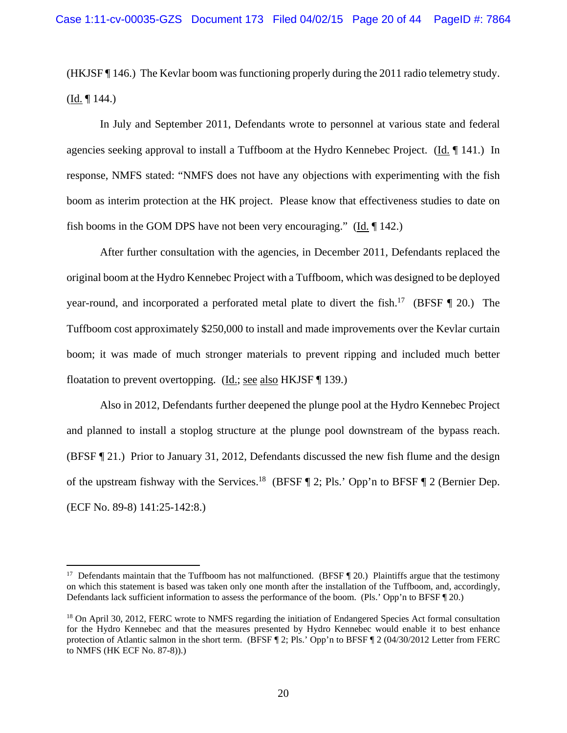(HKJSF ¶ 146.) The Kevlar boom was functioning properly during the 2011 radio telemetry study. (Id. ¶ 144.)

In July and September 2011, Defendants wrote to personnel at various state and federal agencies seeking approval to install a Tuffboom at the Hydro Kennebec Project. (Id. ¶ 141.) In response, NMFS stated: "NMFS does not have any objections with experimenting with the fish boom as interim protection at the HK project. Please know that effectiveness studies to date on fish booms in the GOM DPS have not been very encouraging." (Id. ¶ 142.)

After further consultation with the agencies, in December 2011, Defendants replaced the original boom at the Hydro Kennebec Project with a Tuffboom, which was designed to be deployed year-round, and incorporated a perforated metal plate to divert the fish.[17] (BFSF ¶ 20.) The Tuffboom cost approximately $250,000 to install and made improvements over the Kevlar curtain boom; it was made of much stronger materials to prevent ripping and included much better floatation to prevent overtopping. (Id.; see also HKJSF ¶ 139.)

Also in 2012, Defendants further deepened the plunge pool at the Hydro Kennebec Project and planned to install a stoplog structure at the plunge pool downstream of the bypass reach. (BFSF ¶ 21.) Prior to January 31, 2012, Defendants discussed the new fish flume and the design of the upstream fishway with the Services.[18] (BFSF ¶ 2; Pls.' Opp'n to BFSF ¶ 2 (Bernier Dep. (ECF No. 89-8) 141:25-142:8.)

---

[17] Defendants maintain that the Tuffboom has not malfunctioned. (BFSF ¶ 20.) Plaintiffs argue that the testimony on which this statement is based was taken only one month after the installation of the Tuffboom, and, accordingly, Defendants lack sufficient information to assess the performance of the boom. (Pls.' Opp'n to BFSF ¶ 20.)

[18] On April 30, 2012, FERC wrote to NMFS regarding the initiation of Endangered Species Act formal consultation for the Hydro Kennebec and that the measures presented by Hydro Kennebec would enable it to best enhance protection of Atlantic salmon in the short term. (BFSF ¶ 2; Pls.' Opp'n to BFSF ¶ 2 (04/30/2012 Letter from FERC to NMFS (HK ECF No. 87-8)).)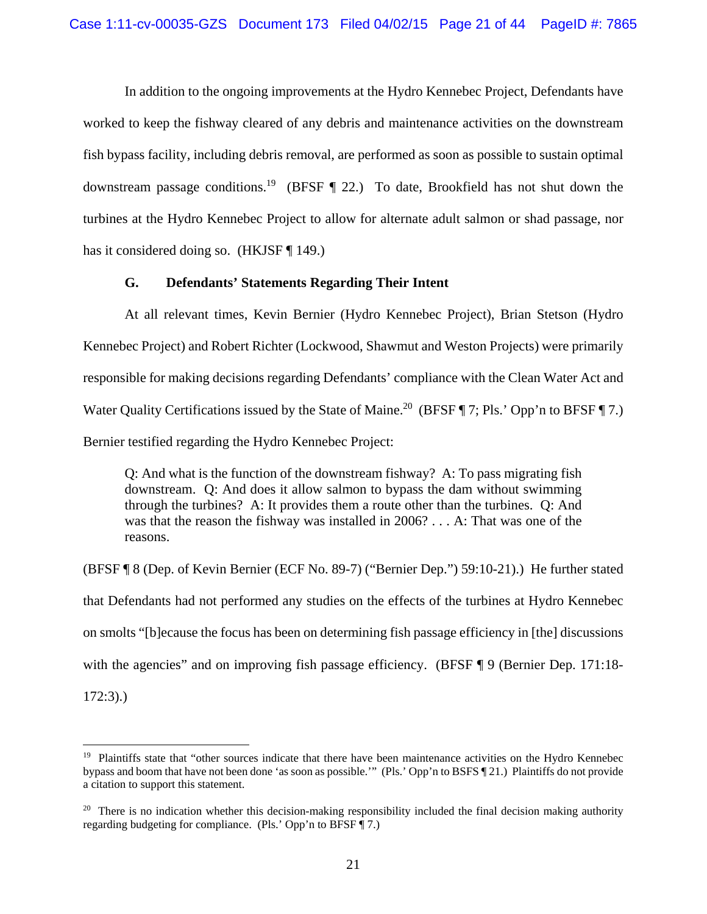In addition to the ongoing improvements at the Hydro Kennebec Project, Defendants have worked to keep the fishway cleared of any debris and maintenance activities on the downstream fish bypass facility, including debris removal, are performed as soon as possible to sustain optimal downstream passage conditions.[19] (BFSF ¶ 22.) To date, Brookfield has not shut down the turbines at the Hydro Kennebec Project to allow for alternate adult salmon or shad passage, nor has it considered doing so. (HKJSF ¶ 149.)

### G. Defendants' Statements Regarding Their Intent

At all relevant times, Kevin Bernier (Hydro Kennebec Project), Brian Stetson (Hydro Kennebec Project) and Robert Richter (Lockwood, Shawmut and Weston Projects) were primarily responsible for making decisions regarding Defendants' compliance with the Clean Water Act and Water Quality Certifications issued by the State of Maine.[20] (BFSF ¶ 7; Pls.' Opp'n to BFSF ¶ 7.) Bernier testified regarding the Hydro Kennebec Project:

> Q: And what is the function of the downstream fishway? A: To pass migrating fish downstream. Q: And does it allow salmon to bypass the dam without swimming through the turbines? A: It provides them a route other than the turbines. Q: And was that the reason the fishway was installed in 2006? . . . A: That was one of the reasons.

(BFSF ¶ 8 (Dep. of Kevin Bernier (ECF No. 89-7) ("Bernier Dep.") 59:10-21).) He further stated that Defendants had not performed any studies on the effects of the turbines at Hydro Kennebec on smolts "[b]ecause the focus has been on determining fish passage efficiency in [the] discussions with the agencies" and on improving fish passage efficiency. (BFSF ¶ 9 (Bernier Dep. 171:18-172:3).)

---

[19] Plaintiffs state that "other sources indicate that there have been maintenance activities on the Hydro Kennebec bypass and boom that have not been done 'as soon as possible.'" (Pls.' Opp'n to BSFS ¶ 21.) Plaintiffs do not provide a citation to support this statement.

[20] There is no indication whether this decision-making responsibility included the final decision making authority regarding budgeting for compliance. (Pls.' Opp'n to BFSF ¶ 7.)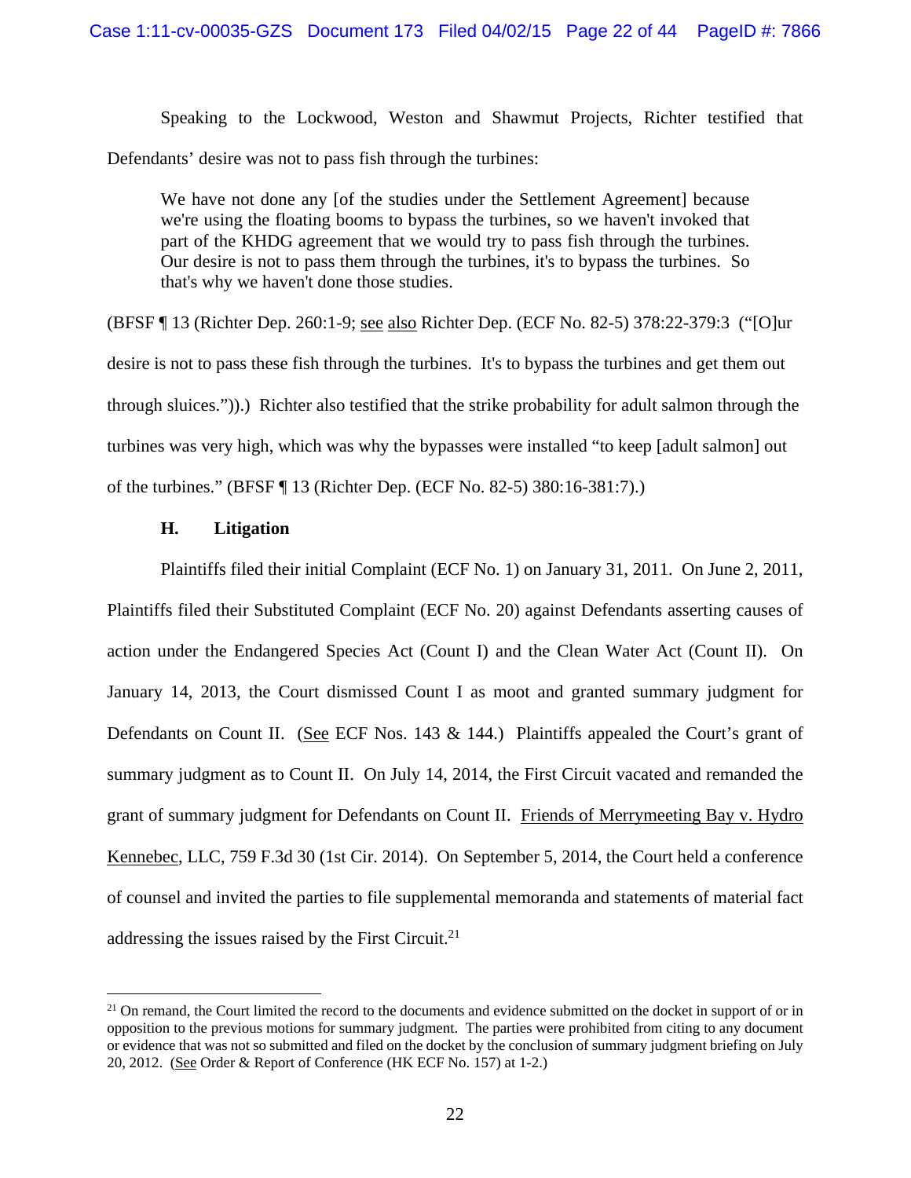Speaking to the Lockwood, Weston and Shawmut Projects, Richter testified that Defendants' desire was not to pass fish through the turbines:

> We have not done any [of the studies under the Settlement Agreement] because we're using the floating booms to bypass the turbines, so we haven't invoked that part of the KHDG agreement that we would try to pass fish through the turbines. Our desire is not to pass them through the turbines, it's to bypass the turbines. So that's why we haven't done those studies.

(BFSF ¶ 13 (Richter Dep. 260:1-9; see also Richter Dep. (ECF No. 82-5) 378:22-379:3 ("[O]ur desire is not to pass these fish through the turbines. It's to bypass the turbines and get them out through sluices.")).) Richter also testified that the strike probability for adult salmon through the turbines was very high, which was why the bypasses were installed "to keep [adult salmon] out of the turbines." (BFSF ¶ 13 (Richter Dep. (ECF No. 82-5) 380:16-381:7).)

### H. Litigation

Plaintiffs filed their initial Complaint (ECF No. 1) on January 31, 2011. On June 2, 2011, Plaintiffs filed their Substituted Complaint (ECF No. 20) against Defendants asserting causes of action under the Endangered Species Act (Count I) and the Clean Water Act (Count II). On January 14, 2013, the Court dismissed Count I as moot and granted summary judgment for Defendants on Count II. (See ECF Nos. 143 & 144.) Plaintiffs appealed the Court's grant of summary judgment as to Count II. On July 14, 2014, the First Circuit vacated and remanded the grant of summary judgment for Defendants on Count II. Friends of Merrymeeting Bay v. Hydro Kennebec, LLC, 759 F.3d 30 (1st Cir. 2014). On September 5, 2014, the Court held a conference of counsel and invited the parties to file supplemental memoranda and statements of material fact addressing the issues raised by the First Circuit.[21]

---

[21] On remand, the Court limited the record to the documents and evidence submitted on the docket in support of or in opposition to the previous motions for summary judgment. The parties were prohibited from citing to any document or evidence that was not so submitted and filed on the docket by the conclusion of summary judgment briefing on July 20, 2012. (See Order & Report of Conference (HK ECF No. 157) at 1-2.)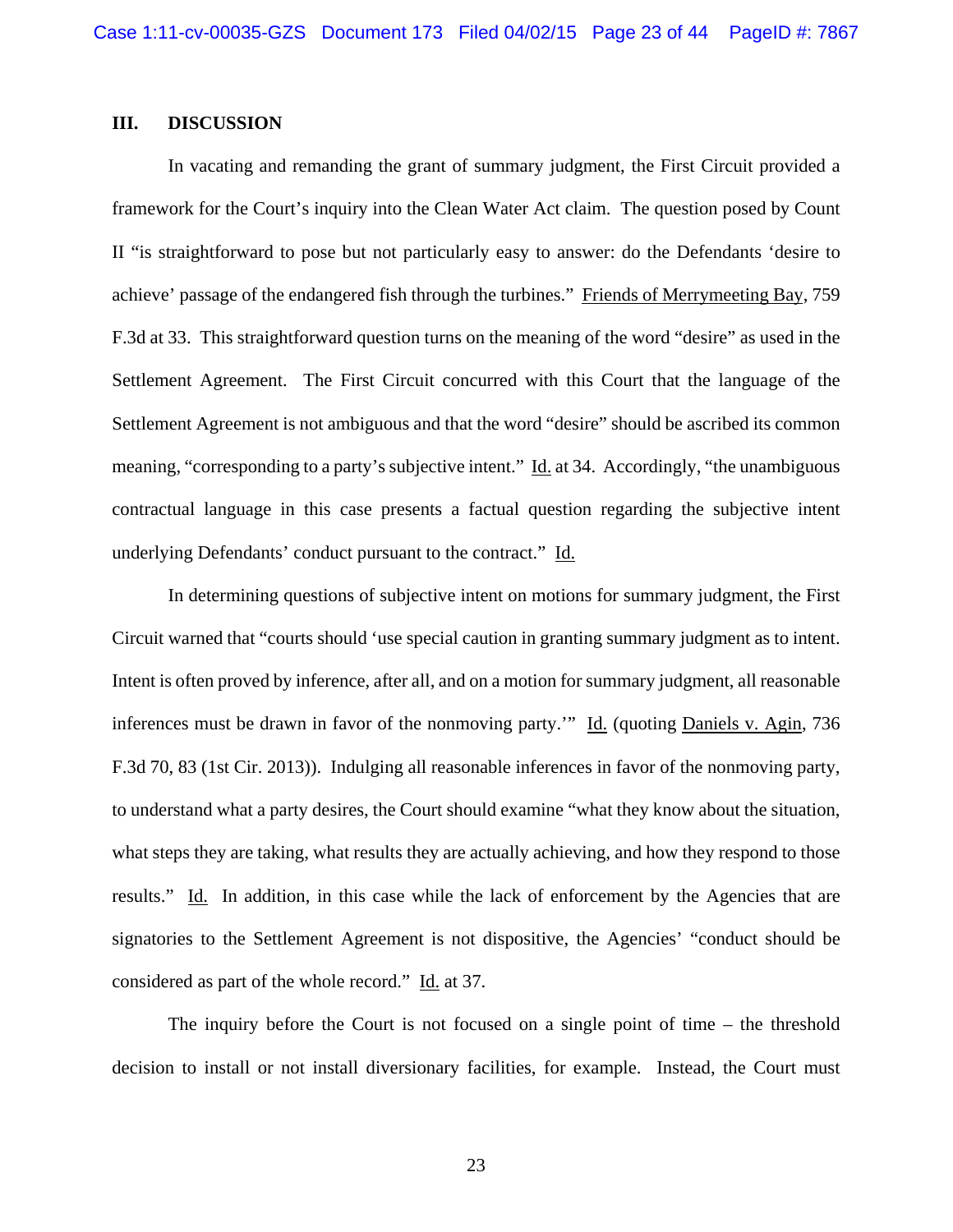## III. DISCUSSION

In vacating and remanding the grant of summary judgment, the First Circuit provided a framework for the Court's inquiry into the Clean Water Act claim. The question posed by Count II "is straightforward to pose but not particularly easy to answer: do the Defendants 'desire to achieve' passage of the endangered fish through the turbines." Friends of Merrymeeting Bay, 759 F.3d at 33. This straightforward question turns on the meaning of the word "desire" as used in the Settlement Agreement. The First Circuit concurred with this Court that the language of the Settlement Agreement is not ambiguous and that the word "desire" should be ascribed its common meaning, "corresponding to a party's subjective intent." Id. at 34. Accordingly, "the unambiguous contractual language in this case presents a factual question regarding the subjective intent underlying Defendants' conduct pursuant to the contract." Id.

In determining questions of subjective intent on motions for summary judgment, the First Circuit warned that "courts should 'use special caution in granting summary judgment as to intent. Intent is often proved by inference, after all, and on a motion for summary judgment, all reasonable inferences must be drawn in favor of the nonmoving party.'" Id. (quoting Daniels v. Agin, 736 F.3d 70, 83 (1st Cir. 2013)). Indulging all reasonable inferences in favor of the nonmoving party, to understand what a party desires, the Court should examine "what they know about the situation, what steps they are taking, what results they are actually achieving, and how they respond to those results." Id. In addition, in this case while the lack of enforcement by the Agencies that are signatories to the Settlement Agreement is not dispositive, the Agencies' "conduct should be considered as part of the whole record." Id. at 37.

The inquiry before the Court is not focused on a single point of time – the threshold decision to install or not install diversionary facilities, for example. Instead, the Court must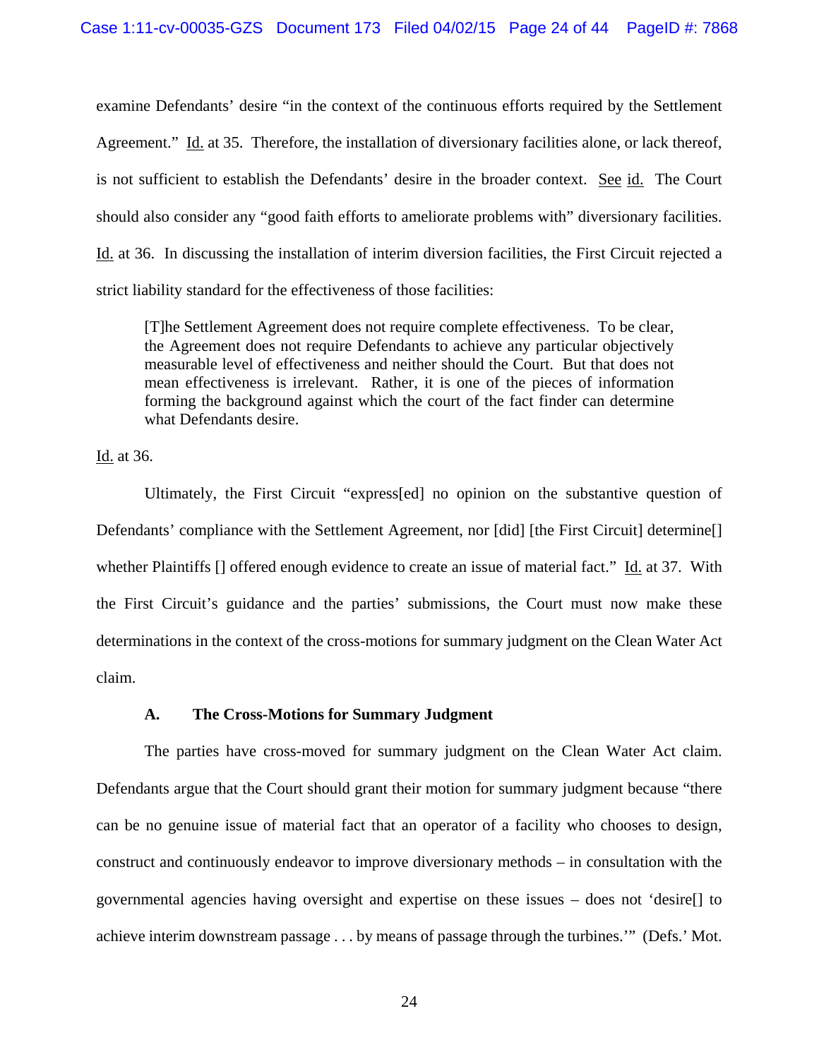examine Defendants' desire "in the context of the continuous efforts required by the Settlement Agreement." Id. at 35. Therefore, the installation of diversionary facilities alone, or lack thereof, is not sufficient to establish the Defendants' desire in the broader context. See id. The Court should also consider any "good faith efforts to ameliorate problems with" diversionary facilities. Id. at 36. In discussing the installation of interim diversion facilities, the First Circuit rejected a strict liability standard for the effectiveness of those facilities:

> [T]he Settlement Agreement does not require complete effectiveness. To be clear, the Agreement does not require Defendants to achieve any particular objectively measurable level of effectiveness and neither should the Court. But that does not mean effectiveness is irrelevant. Rather, it is one of the pieces of information forming the background against which the court of the fact finder can determine what Defendants desire.

Id. at 36.

Ultimately, the First Circuit "express[ed] no opinion on the substantive question of Defendants' compliance with the Settlement Agreement, nor [did] [the First Circuit] determine[] whether Plaintiffs [] offered enough evidence to create an issue of material fact." Id. at 37. With the First Circuit's guidance and the parties' submissions, the Court must now make these determinations in the context of the cross-motions for summary judgment on the Clean Water Act claim.

### A. The Cross-Motions for Summary Judgment

The parties have cross-moved for summary judgment on the Clean Water Act claim. Defendants argue that the Court should grant their motion for summary judgment because "there can be no genuine issue of material fact that an operator of a facility who chooses to design, construct and continuously endeavor to improve diversionary methods – in consultation with the governmental agencies having oversight and expertise on these issues – does not 'desire[] to achieve interim downstream passage . . . by means of passage through the turbines.'" (Defs.' Mot.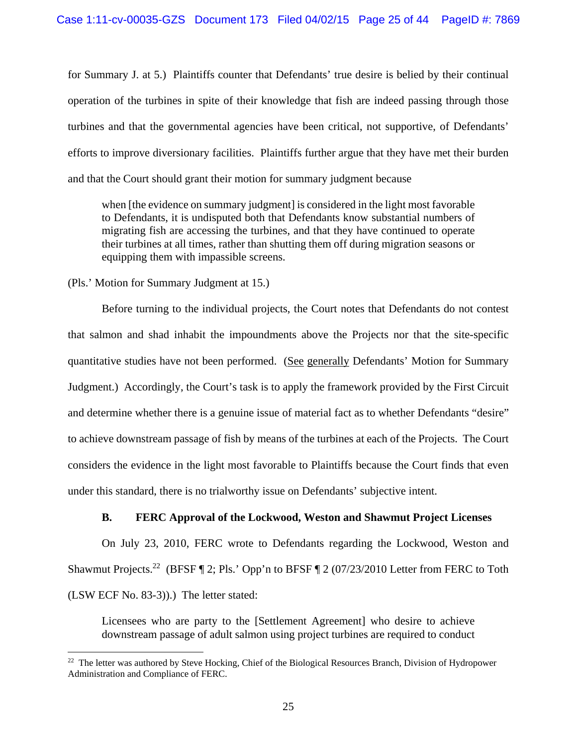for Summary J. at 5.) Plaintiffs counter that Defendants' true desire is belied by their continual operation of the turbines in spite of their knowledge that fish are indeed passing through those turbines and that the governmental agencies have been critical, not supportive, of Defendants' efforts to improve diversionary facilities. Plaintiffs further argue that they have met their burden and that the Court should grant their motion for summary judgment because

> when [the evidence on summary judgment] is considered in the light most favorable to Defendants, it is undisputed both that Defendants know substantial numbers of migrating fish are accessing the turbines, and that they have continued to operate their turbines at all times, rather than shutting them off during migration seasons or equipping them with impassible screens.

(Pls.' Motion for Summary Judgment at 15.)

Before turning to the individual projects, the Court notes that Defendants do not contest that salmon and shad inhabit the impoundments above the Projects nor that the site-specific quantitative studies have not been performed. (See generally Defendants' Motion for Summary Judgment.) Accordingly, the Court's task is to apply the framework provided by the First Circuit and determine whether there is a genuine issue of material fact as to whether Defendants "desire" to achieve downstream passage of fish by means of the turbines at each of the Projects. The Court considers the evidence in the light most favorable to Plaintiffs because the Court finds that even under this standard, there is no trialworthy issue on Defendants' subjective intent.

### B. FERC Approval of the Lockwood, Weston and Shawmut Project Licenses

On July 23, 2010, FERC wrote to Defendants regarding the Lockwood, Weston and Shawmut Projects.[22] (BFSF ¶ 2; Pls.' Opp'n to BFSF ¶ 2 (07/23/2010 Letter from FERC to Toth (LSW ECF No. 83-3)).) The letter stated:

> Licensees who are party to the [Settlement Agreement] who desire to achieve downstream passage of adult salmon using project turbines are required to conduct

[22] The letter was authored by Steve Hocking, Chief of the Biological Resources Branch, Division of Hydropower Administration and Compliance of FERC.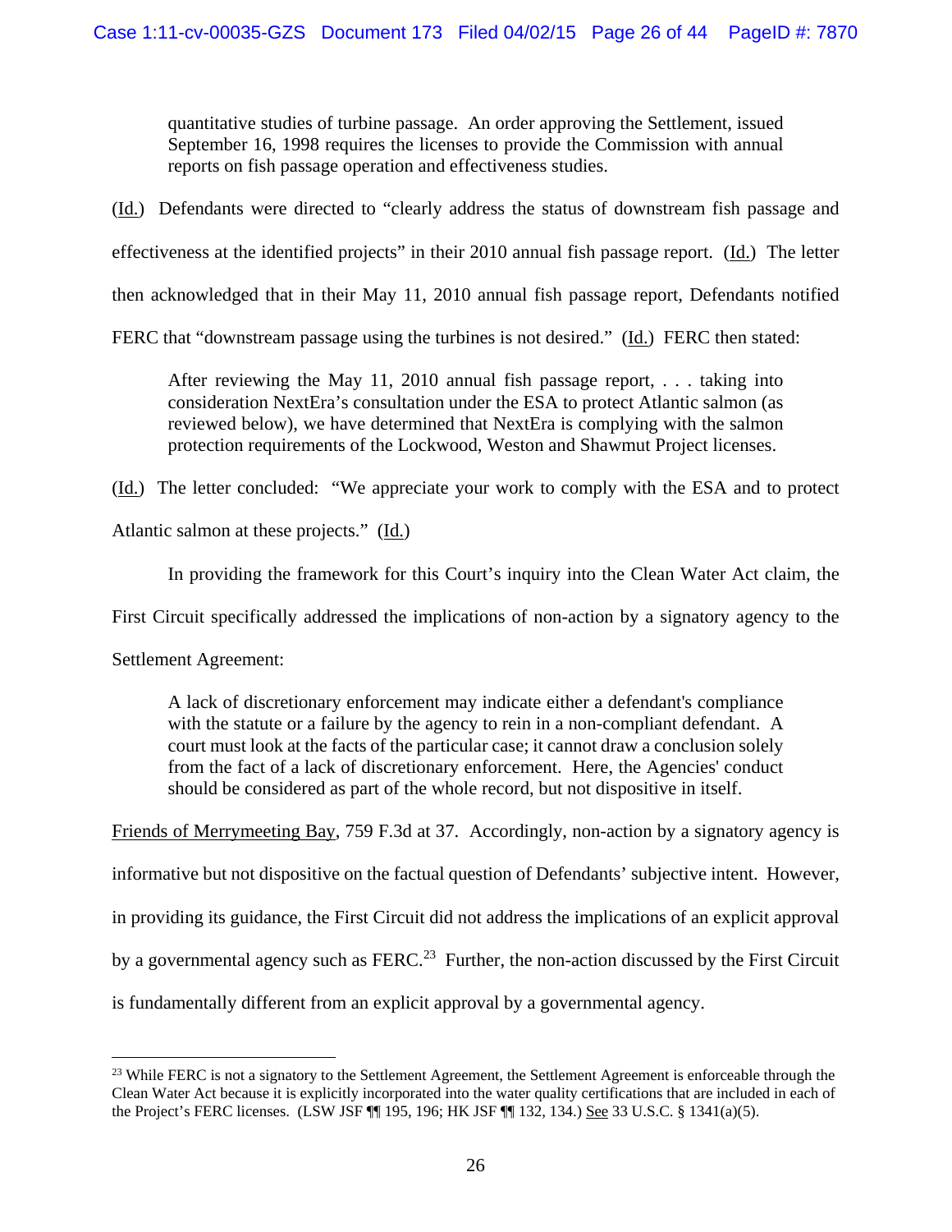> quantitative studies of turbine passage. An order approving the Settlement, issued September 16, 1998 requires the licenses to provide the Commission with annual reports on fish passage operation and effectiveness studies.

(Id.) Defendants were directed to "clearly address the status of downstream fish passage and effectiveness at the identified projects" in their 2010 annual fish passage report. (Id.) The letter then acknowledged that in their May 11, 2010 annual fish passage report, Defendants notified FERC that "downstream passage using the turbines is not desired." (Id.) FERC then stated:

> After reviewing the May 11, 2010 annual fish passage report, . . . taking into consideration NextEra's consultation under the ESA to protect Atlantic salmon (as reviewed below), we have determined that NextEra is complying with the salmon protection requirements of the Lockwood, Weston and Shawmut Project licenses.

(Id.) The letter concluded: "We appreciate your work to comply with the ESA and to protect Atlantic salmon at these projects." (Id.)

In providing the framework for this Court's inquiry into the Clean Water Act claim, the First Circuit specifically addressed the implications of non-action by a signatory agency to the Settlement Agreement:

> A lack of discretionary enforcement may indicate either a defendant's compliance with the statute or a failure by the agency to rein in a non-compliant defendant. A court must look at the facts of the particular case; it cannot draw a conclusion solely from the fact of a lack of discretionary enforcement. Here, the Agencies' conduct should be considered as part of the whole record, but not dispositive in itself.

Friends of Merrymeeting Bay, 759 F.3d at 37. Accordingly, non-action by a signatory agency is informative but not dispositive on the factual question of Defendants' subjective intent. However, in providing its guidance, the First Circuit did not address the implications of an explicit approval by a governmental agency such as FERC.[23] Further, the non-action discussed by the First Circuit is fundamentally different from an explicit approval by a governmental agency.

[23] While FERC is not a signatory to the Settlement Agreement, the Settlement Agreement is enforceable through the Clean Water Act because it is explicitly incorporated into the water quality certifications that are included in each of the Project's FERC licenses. (LSW JSF ¶¶ 195, 196; HK JSF ¶¶ 132, 134.) See 33 U.S.C. § 1341(a)(5).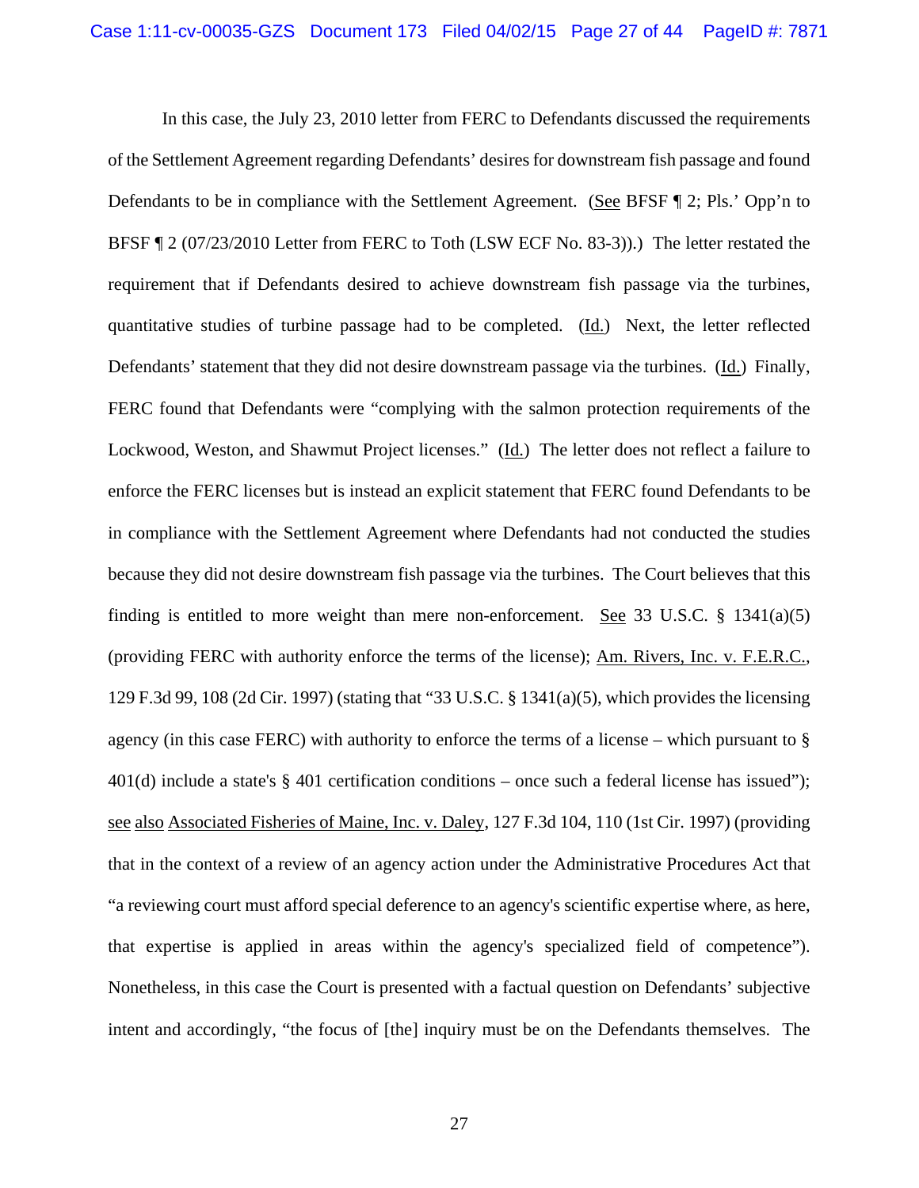In this case, the July 23, 2010 letter from FERC to Defendants discussed the requirements of the Settlement Agreement regarding Defendants' desires for downstream fish passage and found Defendants to be in compliance with the Settlement Agreement. (See BFSF ¶ 2; Pls.' Opp'n to BFSF ¶ 2 (07/23/2010 Letter from FERC to Toth (LSW ECF No. 83-3)).) The letter restated the requirement that if Defendants desired to achieve downstream fish passage via the turbines, quantitative studies of turbine passage had to be completed. (Id.) Next, the letter reflected Defendants' statement that they did not desire downstream passage via the turbines. (Id.) Finally, FERC found that Defendants were "complying with the salmon protection requirements of the Lockwood, Weston, and Shawmut Project licenses." (Id.) The letter does not reflect a failure to enforce the FERC licenses but is instead an explicit statement that FERC found Defendants to be in compliance with the Settlement Agreement where Defendants had not conducted the studies because they did not desire downstream fish passage via the turbines. The Court believes that this finding is entitled to more weight than mere non-enforcement. See 33 U.S.C. § 1341(a)(5) (providing FERC with authority enforce the terms of the license); Am. Rivers, Inc. v. F.E.R.C., 129 F.3d 99, 108 (2d Cir. 1997) (stating that "33 U.S.C. § 1341(a)(5), which provides the licensing agency (in this case FERC) with authority to enforce the terms of a license – which pursuant to § 401(d) include a state's § 401 certification conditions – once such a federal license has issued"); see also Associated Fisheries of Maine, Inc. v. Daley, 127 F.3d 104, 110 (1st Cir. 1997) (providing that in the context of a review of an agency action under the Administrative Procedures Act that "a reviewing court must afford special deference to an agency's scientific expertise where, as here, that expertise is applied in areas within the agency's specialized field of competence"). Nonetheless, in this case the Court is presented with a factual question on Defendants' subjective intent and accordingly, "the focus of [the] inquiry must be on the Defendants themselves. The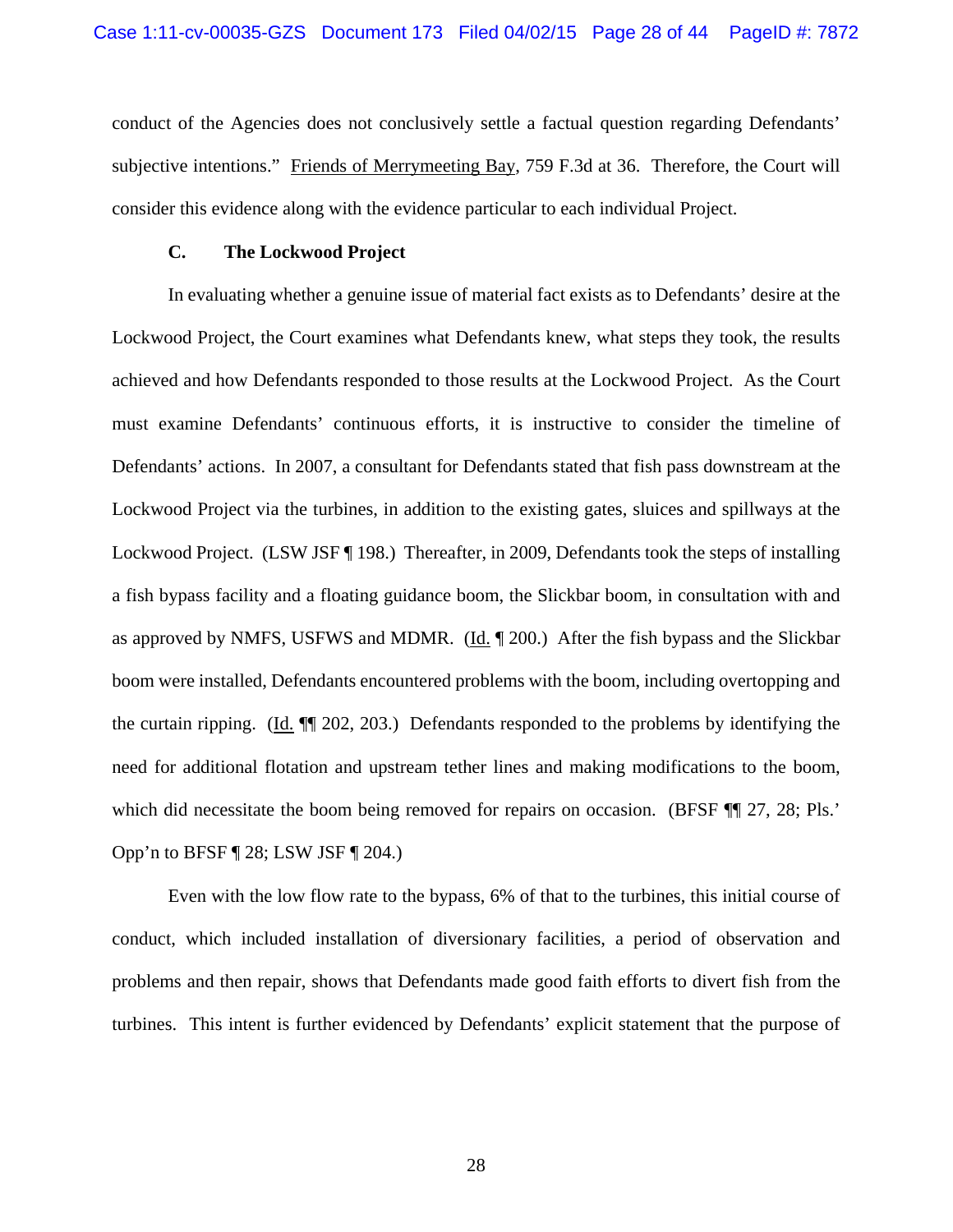conduct of the Agencies does not conclusively settle a factual question regarding Defendants' subjective intentions." Friends of Merrymeeting Bay, 759 F.3d at 36. Therefore, the Court will consider this evidence along with the evidence particular to each individual Project.

### C. The Lockwood Project

In evaluating whether a genuine issue of material fact exists as to Defendants' desire at the Lockwood Project, the Court examines what Defendants knew, what steps they took, the results achieved and how Defendants responded to those results at the Lockwood Project. As the Court must examine Defendants' continuous efforts, it is instructive to consider the timeline of Defendants' actions. In 2007, a consultant for Defendants stated that fish pass downstream at the Lockwood Project via the turbines, in addition to the existing gates, sluices and spillways at the Lockwood Project. (LSW JSF ¶ 198.) Thereafter, in 2009, Defendants took the steps of installing a fish bypass facility and a floating guidance boom, the Slickbar boom, in consultation with and as approved by NMFS, USFWS and MDMR. (Id. ¶ 200.) After the fish bypass and the Slickbar boom were installed, Defendants encountered problems with the boom, including overtopping and the curtain ripping. (Id. ¶¶ 202, 203.) Defendants responded to the problems by identifying the need for additional flotation and upstream tether lines and making modifications to the boom, which did necessitate the boom being removed for repairs on occasion. (BFSF ¶¶ 27, 28; Pls.' Opp'n to BFSF ¶ 28; LSW JSF ¶ 204.)

Even with the low flow rate to the bypass, 6% of that to the turbines, this initial course of conduct, which included installation of diversionary facilities, a period of observation and problems and then repair, shows that Defendants made good faith efforts to divert fish from the turbines. This intent is further evidenced by Defendants' explicit statement that the purpose of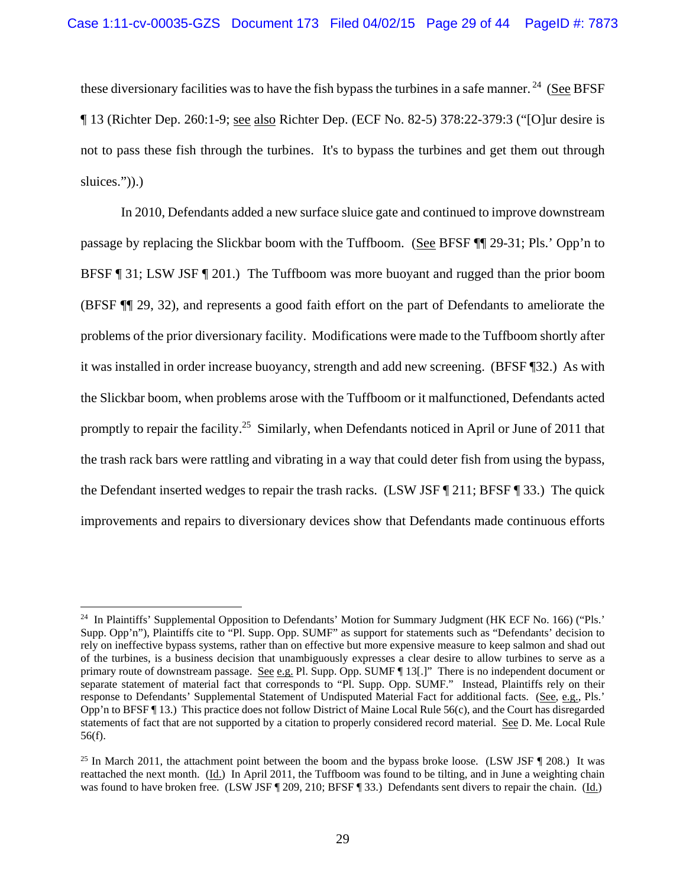these diversionary facilities was to have the fish bypass the turbines in a safe manner.[24] (See BFSF ¶ 13 (Richter Dep. 260:1-9; see also Richter Dep. (ECF No. 82-5) 378:22-379:3 ("[O]ur desire is not to pass these fish through the turbines. It's to bypass the turbines and get them out through sluices.")).)

In 2010, Defendants added a new surface sluice gate and continued to improve downstream passage by replacing the Slickbar boom with the Tuffboom. (See BFSF ¶¶ 29-31; Pls.' Opp'n to BFSF ¶ 31; LSW JSF ¶ 201.) The Tuffboom was more buoyant and rugged than the prior boom (BFSF ¶¶ 29, 32), and represents a good faith effort on the part of Defendants to ameliorate the problems of the prior diversionary facility. Modifications were made to the Tuffboom shortly after it was installed in order increase buoyancy, strength and add new screening. (BFSF ¶32.) As with the Slickbar boom, when problems arose with the Tuffboom or it malfunctioned, Defendants acted promptly to repair the facility.[25] Similarly, when Defendants noticed in April or June of 2011 that the trash rack bars were rattling and vibrating in a way that could deter fish from using the bypass, the Defendant inserted wedges to repair the trash racks. (LSW JSF ¶ 211; BFSF ¶ 33.) The quick improvements and repairs to diversionary devices show that Defendants made continuous efforts

---

[24] In Plaintiffs' Supplemental Opposition to Defendants' Motion for Summary Judgment (HK ECF No. 166) ("Pls.' Supp. Opp'n"), Plaintiffs cite to "Pl. Supp. Opp. SUMF" as support for statements such as "Defendants' decision to rely on ineffective bypass systems, rather than on effective but more expensive measure to keep salmon and shad out of the turbines, is a business decision that unambiguously expresses a clear desire to allow turbines to serve as a primary route of downstream passage. See e.g. Pl. Supp. Opp. SUMF ¶ 13[.]" There is no independent document or separate statement of material fact that corresponds to "Pl. Supp. Opp. SUMF." Instead, Plaintiffs rely on their response to Defendants' Supplemental Statement of Undisputed Material Fact for additional facts. (See, e.g., Pls.' Opp'n to BFSF ¶ 13.) This practice does not follow District of Maine Local Rule 56(c), and the Court has disregarded statements of fact that are not supported by a citation to properly considered record material. See D. Me. Local Rule 56(f).

[25] In March 2011, the attachment point between the boom and the bypass broke loose. (LSW JSF ¶ 208.) It was reattached the next month. (Id.) In April 2011, the Tuffboom was found to be tilting, and in June a weighting chain was found to have broken free. (LSW JSF ¶ 209, 210; BFSF ¶ 33.) Defendants sent divers to repair the chain. (Id.)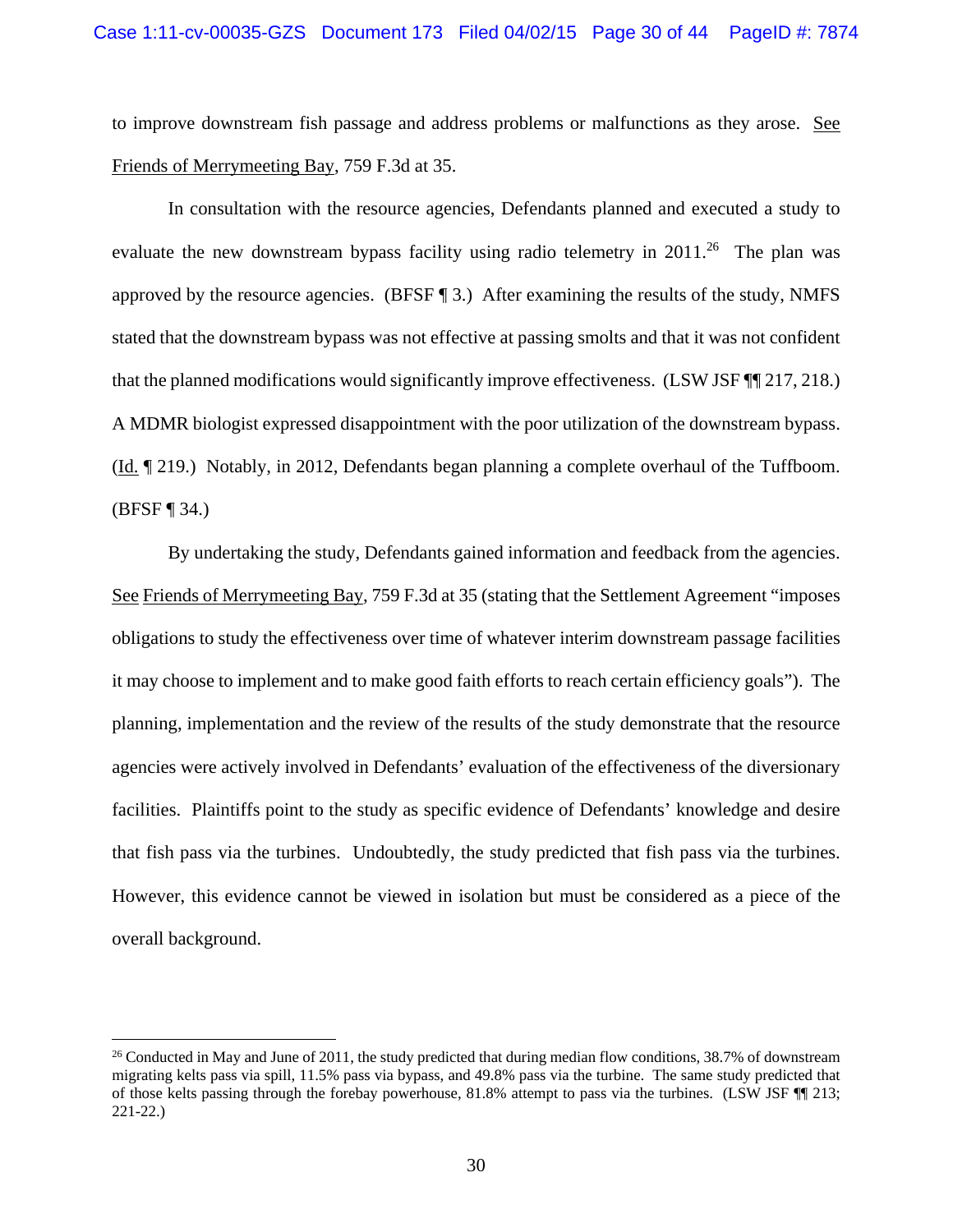to improve downstream fish passage and address problems or malfunctions as they arose. See Friends of Merrymeeting Bay, 759 F.3d at 35.

In consultation with the resource agencies, Defendants planned and executed a study to evaluate the new downstream bypass facility using radio telemetry in 2011.[26] The plan was approved by the resource agencies. (BFSF ¶ 3.) After examining the results of the study, NMFS stated that the downstream bypass was not effective at passing smolts and that it was not confident that the planned modifications would significantly improve effectiveness. (LSW JSF ¶¶ 217, 218.) A MDMR biologist expressed disappointment with the poor utilization of the downstream bypass. (Id. ¶ 219.) Notably, in 2012, Defendants began planning a complete overhaul of the Tuffboom. (BFSF ¶ 34.)

By undertaking the study, Defendants gained information and feedback from the agencies. See Friends of Merrymeeting Bay, 759 F.3d at 35 (stating that the Settlement Agreement "imposes obligations to study the effectiveness over time of whatever interim downstream passage facilities it may choose to implement and to make good faith efforts to reach certain efficiency goals"). The planning, implementation and the review of the results of the study demonstrate that the resource agencies were actively involved in Defendants' evaluation of the effectiveness of the diversionary facilities. Plaintiffs point to the study as specific evidence of Defendants' knowledge and desire that fish pass via the turbines. Undoubtedly, the study predicted that fish pass via the turbines. However, this evidence cannot be viewed in isolation but must be considered as a piece of the overall background.

---

[26] Conducted in May and June of 2011, the study predicted that during median flow conditions, 38.7% of downstream migrating kelts pass via spill, 11.5% pass via bypass, and 49.8% pass via the turbine. The same study predicted that of those kelts passing through the forebay powerhouse, 81.8% attempt to pass via the turbines. (LSW JSF ¶¶ 213; 221-22.)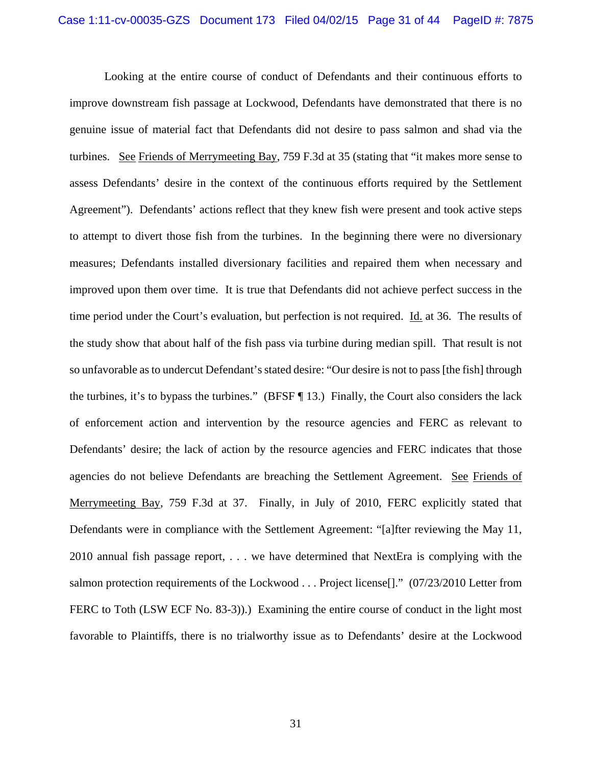Looking at the entire course of conduct of Defendants and their continuous efforts to improve downstream fish passage at Lockwood, Defendants have demonstrated that there is no genuine issue of material fact that Defendants did not desire to pass salmon and shad via the turbines. See Friends of Merrymeeting Bay, 759 F.3d at 35 (stating that "it makes more sense to assess Defendants' desire in the context of the continuous efforts required by the Settlement Agreement"). Defendants' actions reflect that they knew fish were present and took active steps to attempt to divert those fish from the turbines. In the beginning there were no diversionary measures; Defendants installed diversionary facilities and repaired them when necessary and improved upon them over time. It is true that Defendants did not achieve perfect success in the time period under the Court's evaluation, but perfection is not required. Id. at 36. The results of the study show that about half of the fish pass via turbine during median spill. That result is not so unfavorable as to undercut Defendant's stated desire: "Our desire is not to pass [the fish] through the turbines, it's to bypass the turbines." (BFSF ¶ 13.) Finally, the Court also considers the lack of enforcement action and intervention by the resource agencies and FERC as relevant to Defendants' desire; the lack of action by the resource agencies and FERC indicates that those agencies do not believe Defendants are breaching the Settlement Agreement. See Friends of Merrymeeting Bay, 759 F.3d at 37. Finally, in July of 2010, FERC explicitly stated that Defendants were in compliance with the Settlement Agreement: "[a]fter reviewing the May 11, 2010 annual fish passage report, . . . we have determined that NextEra is complying with the salmon protection requirements of the Lockwood . . . Project license[]." (07/23/2010 Letter from FERC to Toth (LSW ECF No. 83-3)).) Examining the entire course of conduct in the light most favorable to Plaintiffs, there is no trialworthy issue as to Defendants' desire at the Lockwood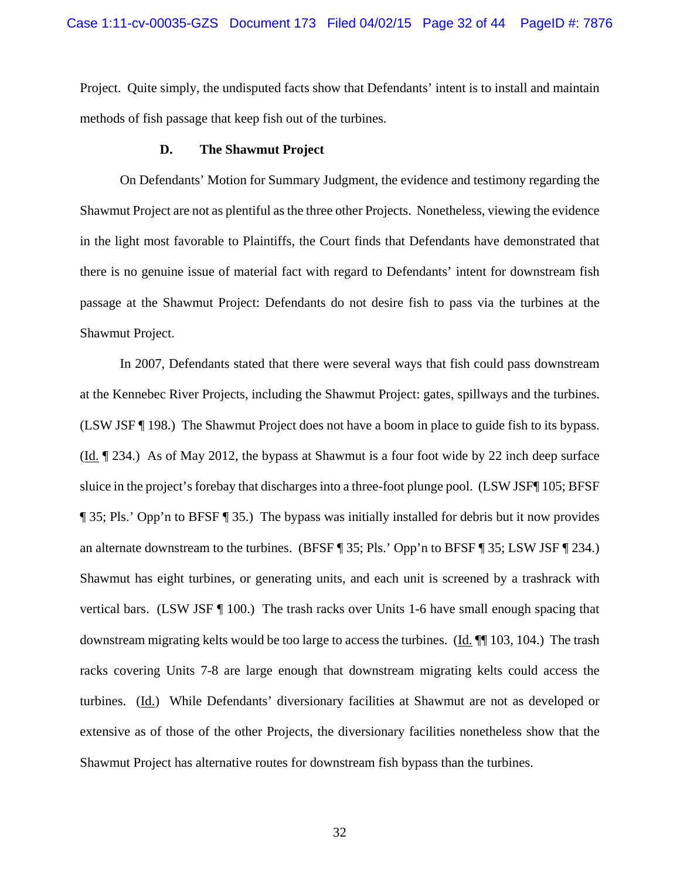Project. Quite simply, the undisputed facts show that Defendants' intent is to install and maintain methods of fish passage that keep fish out of the turbines.

### D. The Shawmut Project

On Defendants' Motion for Summary Judgment, the evidence and testimony regarding the Shawmut Project are not as plentiful as the three other Projects. Nonetheless, viewing the evidence in the light most favorable to Plaintiffs, the Court finds that Defendants have demonstrated that there is no genuine issue of material fact with regard to Defendants' intent for downstream fish passage at the Shawmut Project: Defendants do not desire fish to pass via the turbines at the Shawmut Project.

In 2007, Defendants stated that there were several ways that fish could pass downstream at the Kennebec River Projects, including the Shawmut Project: gates, spillways and the turbines. (LSW JSF ¶ 198.) The Shawmut Project does not have a boom in place to guide fish to its bypass. (Id. ¶ 234.) As of May 2012, the bypass at Shawmut is a four foot wide by 22 inch deep surface sluice in the project's forebay that discharges into a three-foot plunge pool. (LSW JSF¶ 105; BFSF ¶ 35; Pls.' Opp'n to BFSF ¶ 35.) The bypass was initially installed for debris but it now provides an alternate downstream to the turbines. (BFSF ¶ 35; Pls.' Opp'n to BFSF ¶ 35; LSW JSF ¶ 234.) Shawmut has eight turbines, or generating units, and each unit is screened by a trashrack with vertical bars. (LSW JSF ¶ 100.) The trash racks over Units 1-6 have small enough spacing that downstream migrating kelts would be too large to access the turbines. (Id. ¶¶ 103, 104.) The trash racks covering Units 7-8 are large enough that downstream migrating kelts could access the turbines. (Id.) While Defendants' diversionary facilities at Shawmut are not as developed or extensive as of those of the other Projects, the diversionary facilities nonetheless show that the Shawmut Project has alternative routes for downstream fish bypass than the turbines.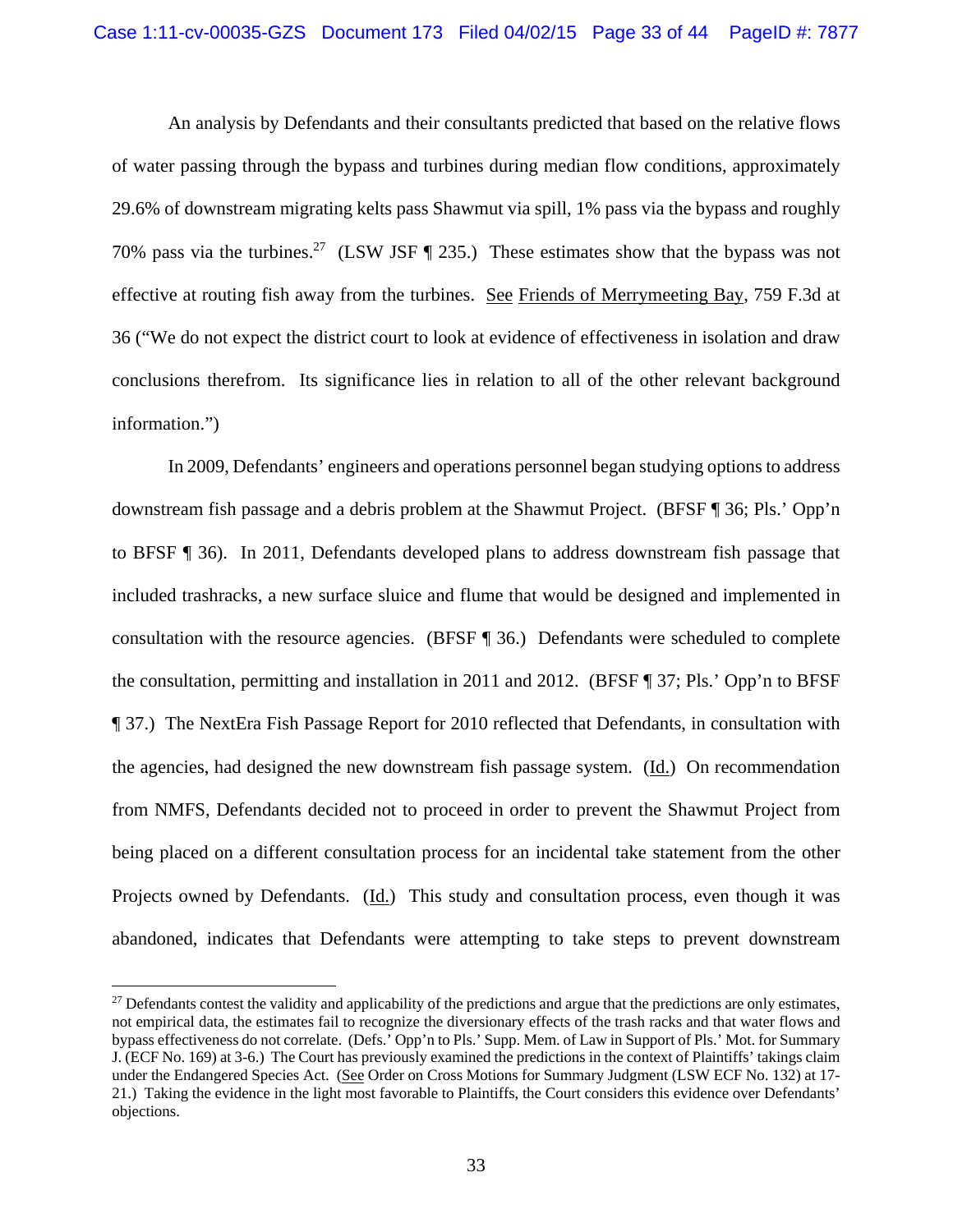An analysis by Defendants and their consultants predicted that based on the relative flows of water passing through the bypass and turbines during median flow conditions, approximately 29.6% of downstream migrating kelts pass Shawmut via spill, 1% pass via the bypass and roughly 70% pass via the turbines.[27] (LSW JSF ¶ 235.) These estimates show that the bypass was not effective at routing fish away from the turbines. See Friends of Merrymeeting Bay, 759 F.3d at 36 ("We do not expect the district court to look at evidence of effectiveness in isolation and draw conclusions therefrom. Its significance lies in relation to all of the other relevant background information.")

In 2009, Defendants' engineers and operations personnel began studying options to address downstream fish passage and a debris problem at the Shawmut Project. (BFSF ¶ 36; Pls.' Opp'n to BFSF ¶ 36). In 2011, Defendants developed plans to address downstream fish passage that included trashracks, a new surface sluice and flume that would be designed and implemented in consultation with the resource agencies. (BFSF ¶ 36.) Defendants were scheduled to complete the consultation, permitting and installation in 2011 and 2012. (BFSF ¶ 37; Pls.' Opp'n to BFSF ¶ 37.) The NextEra Fish Passage Report for 2010 reflected that Defendants, in consultation with the agencies, had designed the new downstream fish passage system. (Id.) On recommendation from NMFS, Defendants decided not to proceed in order to prevent the Shawmut Project from being placed on a different consultation process for an incidental take statement from the other Projects owned by Defendants. (Id.) This study and consultation process, even though it was abandoned, indicates that Defendants were attempting to take steps to prevent downstream

---

[27] Defendants contest the validity and applicability of the predictions and argue that the predictions are only estimates, not empirical data, the estimates fail to recognize the diversionary effects of the trash racks and that water flows and bypass effectiveness do not correlate. (Defs.' Opp'n to Pls.' Supp. Mem. of Law in Support of Pls.' Mot. for Summary J. (ECF No. 169) at 3-6.) The Court has previously examined the predictions in the context of Plaintiffs' takings claim under the Endangered Species Act. (See Order on Cross Motions for Summary Judgment (LSW ECF No. 132) at 17-21.) Taking the evidence in the light most favorable to Plaintiffs, the Court considers this evidence over Defendants' objections.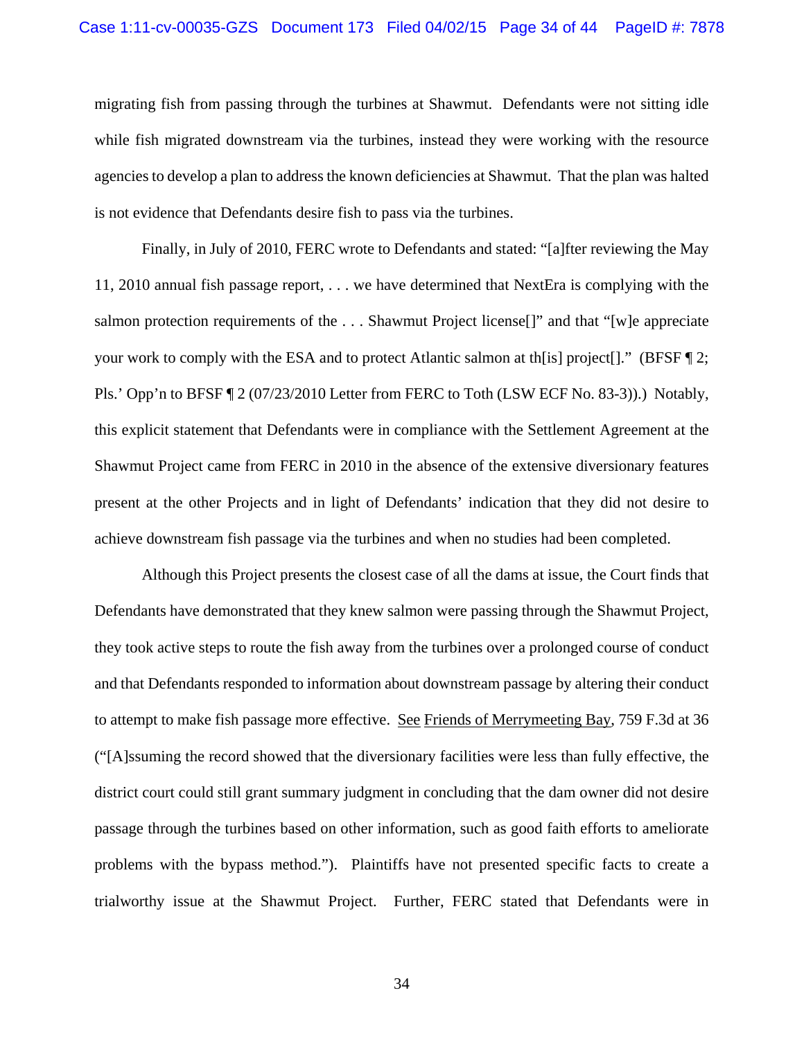migrating fish from passing through the turbines at Shawmut. Defendants were not sitting idle while fish migrated downstream via the turbines, instead they were working with the resource agencies to develop a plan to address the known deficiencies at Shawmut. That the plan was halted is not evidence that Defendants desire fish to pass via the turbines.

Finally, in July of 2010, FERC wrote to Defendants and stated: "[a]fter reviewing the May 11, 2010 annual fish passage report, . . . we have determined that NextEra is complying with the salmon protection requirements of the . . . Shawmut Project license[]" and that "[w]e appreciate your work to comply with the ESA and to protect Atlantic salmon at th[is] project[]." (BFSF ¶ 2; Pls.' Opp'n to BFSF ¶ 2 (07/23/2010 Letter from FERC to Toth (LSW ECF No. 83-3)).) Notably, this explicit statement that Defendants were in compliance with the Settlement Agreement at the Shawmut Project came from FERC in 2010 in the absence of the extensive diversionary features present at the other Projects and in light of Defendants' indication that they did not desire to achieve downstream fish passage via the turbines and when no studies had been completed.

Although this Project presents the closest case of all the dams at issue, the Court finds that Defendants have demonstrated that they knew salmon were passing through the Shawmut Project, they took active steps to route the fish away from the turbines over a prolonged course of conduct and that Defendants responded to information about downstream passage by altering their conduct to attempt to make fish passage more effective. <u>See</u> <u>Friends of Merrymeeting Bay</u>, 759 F.3d at 36 ("[A]ssuming the record showed that the diversionary facilities were less than fully effective, the district court could still grant summary judgment in concluding that the dam owner did not desire passage through the turbines based on other information, such as good faith efforts to ameliorate problems with the bypass method."). Plaintiffs have not presented specific facts to create a trialworthy issue at the Shawmut Project. Further, FERC stated that Defendants were in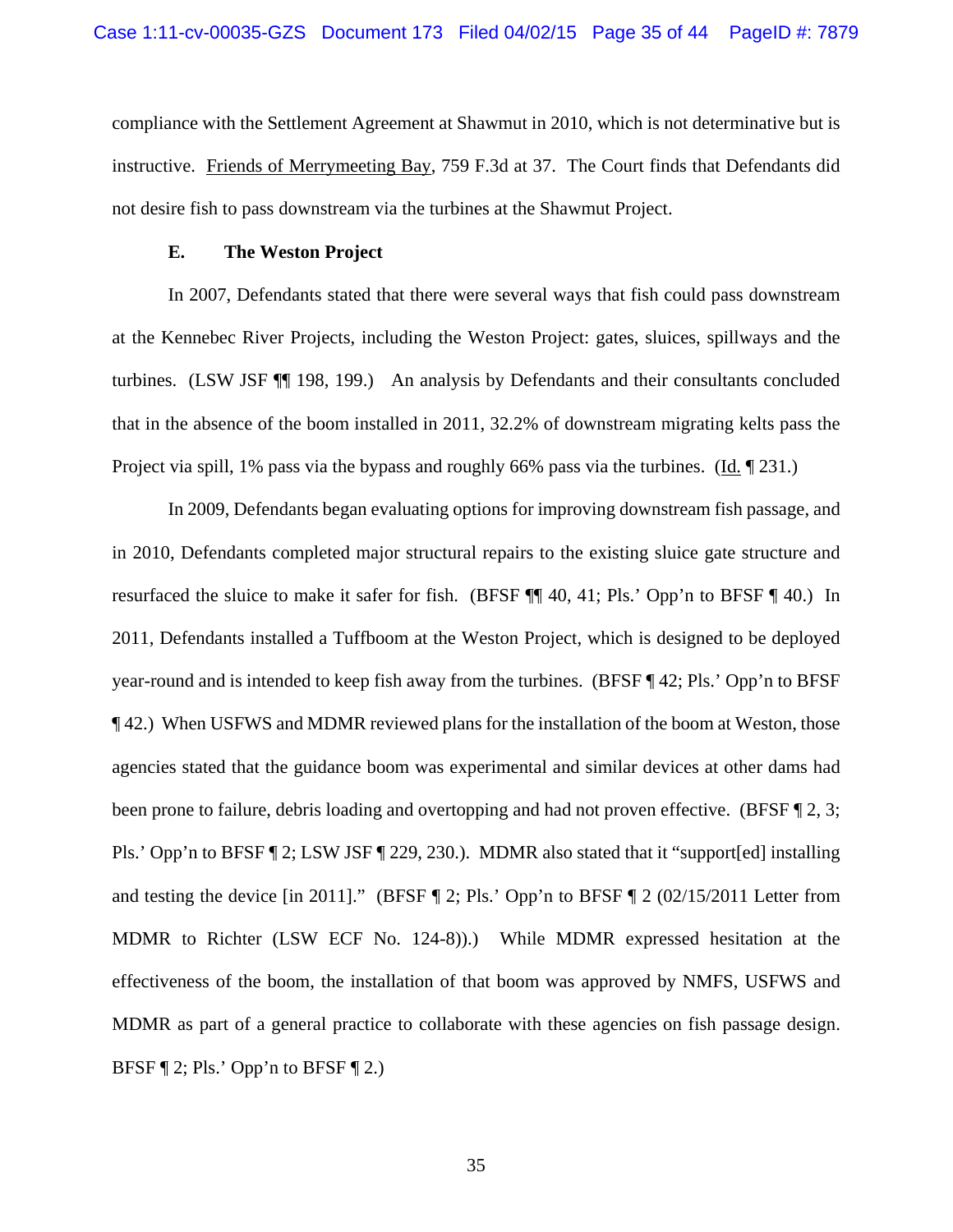compliance with the Settlement Agreement at Shawmut in 2010, which is not determinative but is instructive. Friends of Merrymeeting Bay, 759 F.3d at 37. The Court finds that Defendants did not desire fish to pass downstream via the turbines at the Shawmut Project.

### E. The Weston Project

In 2007, Defendants stated that there were several ways that fish could pass downstream at the Kennebec River Projects, including the Weston Project: gates, sluices, spillways and the turbines. (LSW JSF ¶¶ 198, 199.) An analysis by Defendants and their consultants concluded that in the absence of the boom installed in 2011, 32.2% of downstream migrating kelts pass the Project via spill, 1% pass via the bypass and roughly 66% pass via the turbines. (Id. ¶ 231.)

In 2009, Defendants began evaluating options for improving downstream fish passage, and in 2010, Defendants completed major structural repairs to the existing sluice gate structure and resurfaced the sluice to make it safer for fish. (BFSF ¶¶ 40, 41; Pls.' Opp'n to BFSF ¶ 40.) In 2011, Defendants installed a Tuffboom at the Weston Project, which is designed to be deployed year-round and is intended to keep fish away from the turbines. (BFSF ¶ 42; Pls.' Opp'n to BFSF ¶ 42.) When USFWS and MDMR reviewed plans for the installation of the boom at Weston, those agencies stated that the guidance boom was experimental and similar devices at other dams had been prone to failure, debris loading and overtopping and had not proven effective. (BFSF ¶ 2, 3; Pls.' Opp'n to BFSF ¶ 2; LSW JSF ¶ 229, 230.). MDMR also stated that it "support[ed] installing and testing the device [in 2011]." (BFSF ¶ 2; Pls.' Opp'n to BFSF ¶ 2 (02/15/2011 Letter from MDMR to Richter (LSW ECF No. 124-8)).) While MDMR expressed hesitation at the effectiveness of the boom, the installation of that boom was approved by NMFS, USFWS and MDMR as part of a general practice to collaborate with these agencies on fish passage design. BFSF ¶ 2; Pls.' Opp'n to BFSF ¶ 2.)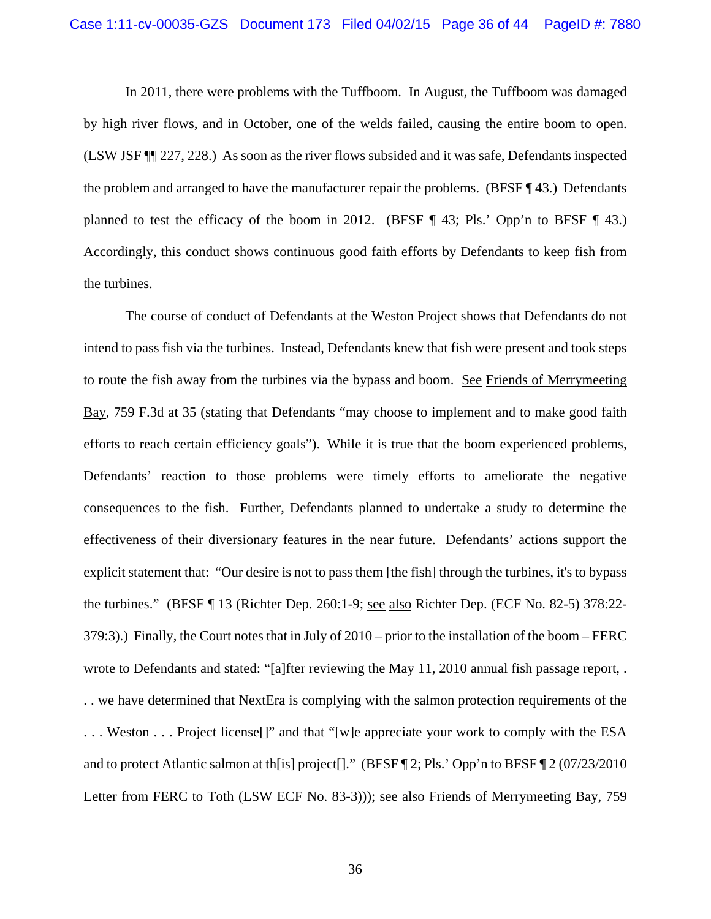In 2011, there were problems with the Tuffboom. In August, the Tuffboom was damaged by high river flows, and in October, one of the welds failed, causing the entire boom to open. (LSW JSF ¶¶ 227, 228.) As soon as the river flows subsided and it was safe, Defendants inspected the problem and arranged to have the manufacturer repair the problems. (BFSF ¶ 43.) Defendants planned to test the efficacy of the boom in 2012. (BFSF ¶ 43; Pls.' Opp'n to BFSF ¶ 43.) Accordingly, this conduct shows continuous good faith efforts by Defendants to keep fish from the turbines.

The course of conduct of Defendants at the Weston Project shows that Defendants do not intend to pass fish via the turbines. Instead, Defendants knew that fish were present and took steps to route the fish away from the turbines via the bypass and boom. See Friends of Merrymeeting Bay, 759 F.3d at 35 (stating that Defendants "may choose to implement and to make good faith efforts to reach certain efficiency goals"). While it is true that the boom experienced problems, Defendants' reaction to those problems were timely efforts to ameliorate the negative consequences to the fish. Further, Defendants planned to undertake a study to determine the effectiveness of their diversionary features in the near future. Defendants' actions support the explicit statement that: "Our desire is not to pass them [the fish] through the turbines, it's to bypass the turbines." (BFSF ¶ 13 (Richter Dep. 260:1-9; see also Richter Dep. (ECF No. 82-5) 378:22-379:3).) Finally, the Court notes that in July of 2010 – prior to the installation of the boom – FERC wrote to Defendants and stated: "[a]fter reviewing the May 11, 2010 annual fish passage report, . . . we have determined that NextEra is complying with the salmon protection requirements of the . . . Weston . . . Project license[]" and that "[w]e appreciate your work to comply with the ESA and to protect Atlantic salmon at th[is] project[]." (BFSF ¶ 2; Pls.' Opp'n to BFSF ¶ 2 (07/23/2010 Letter from FERC to Toth (LSW ECF No. 83-3))); see also Friends of Merrymeeting Bay, 759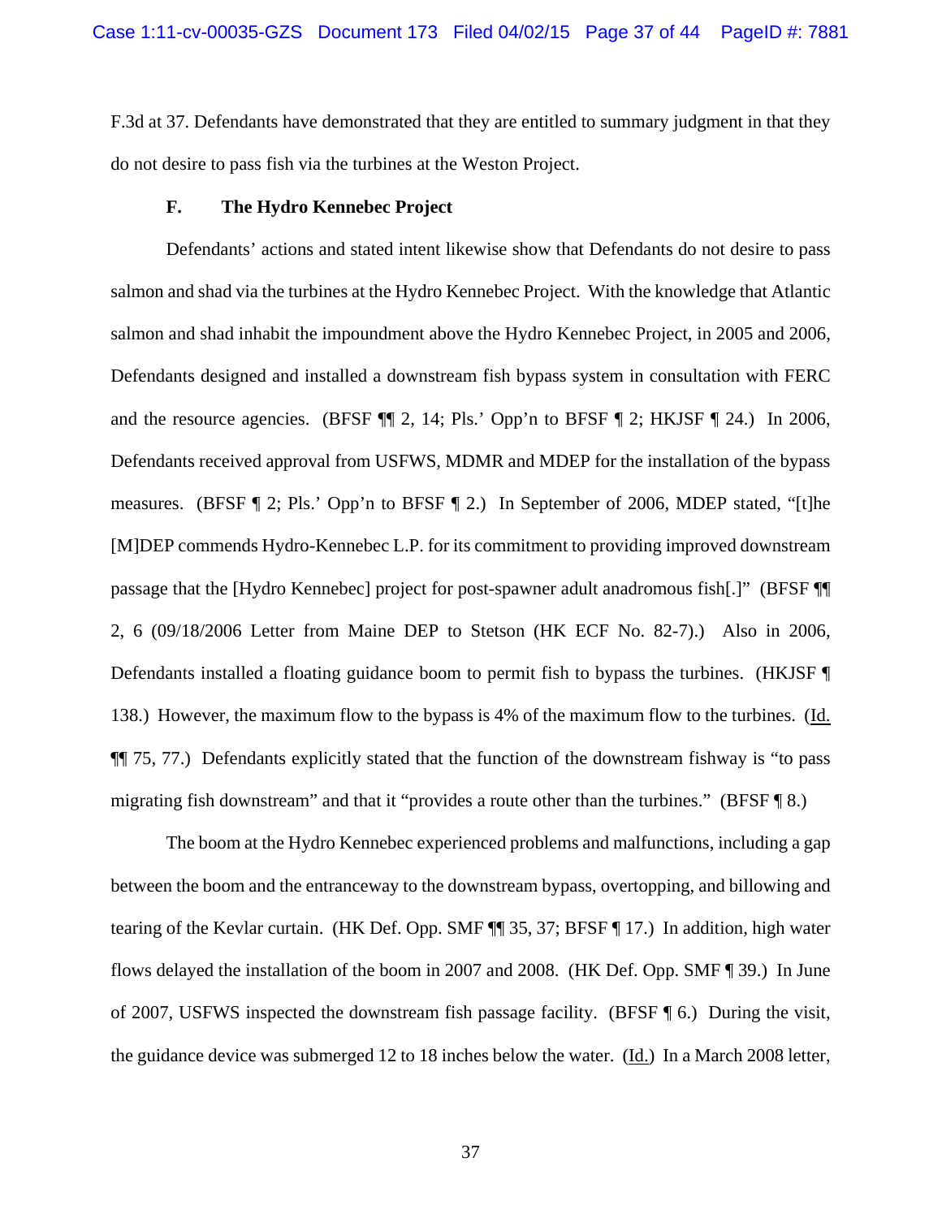F.3d at 37. Defendants have demonstrated that they are entitled to summary judgment in that they do not desire to pass fish via the turbines at the Weston Project.

**F. The Hydro Kennebec Project**

Defendants' actions and stated intent likewise show that Defendants do not desire to pass salmon and shad via the turbines at the Hydro Kennebec Project. With the knowledge that Atlantic salmon and shad inhabit the impoundment above the Hydro Kennebec Project, in 2005 and 2006, Defendants designed and installed a downstream fish bypass system in consultation with FERC and the resource agencies. (BFSF ¶¶ 2, 14; Pls.' Opp'n to BFSF ¶ 2; HKJSF ¶ 24.) In 2006, Defendants received approval from USFWS, MDMR and MDEP for the installation of the bypass measures. (BFSF ¶ 2; Pls.' Opp'n to BFSF ¶ 2.) In September of 2006, MDEP stated, "[t]he [M]DEP commends Hydro-Kennebec L.P. for its commitment to providing improved downstream passage that the [Hydro Kennebec] project for post-spawner adult anadromous fish[.]" (BFSF ¶¶ 2, 6 (09/18/2006 Letter from Maine DEP to Stetson (HK ECF No. 82-7).) Also in 2006, Defendants installed a floating guidance boom to permit fish to bypass the turbines. (HKJSF ¶ 138.) However, the maximum flow to the bypass is 4% of the maximum flow to the turbines. (Id. ¶¶ 75, 77.) Defendants explicitly stated that the function of the downstream fishway is "to pass migrating fish downstream" and that it "provides a route other than the turbines." (BFSF ¶ 8.)

The boom at the Hydro Kennebec experienced problems and malfunctions, including a gap between the boom and the entranceway to the downstream bypass, overtopping, and billowing and tearing of the Kevlar curtain. (HK Def. Opp. SMF ¶¶ 35, 37; BFSF ¶ 17.) In addition, high water flows delayed the installation of the boom in 2007 and 2008. (HK Def. Opp. SMF ¶ 39.) In June of 2007, USFWS inspected the downstream fish passage facility. (BFSF ¶ 6.) During the visit, the guidance device was submerged 12 to 18 inches below the water. (Id.) In a March 2008 letter,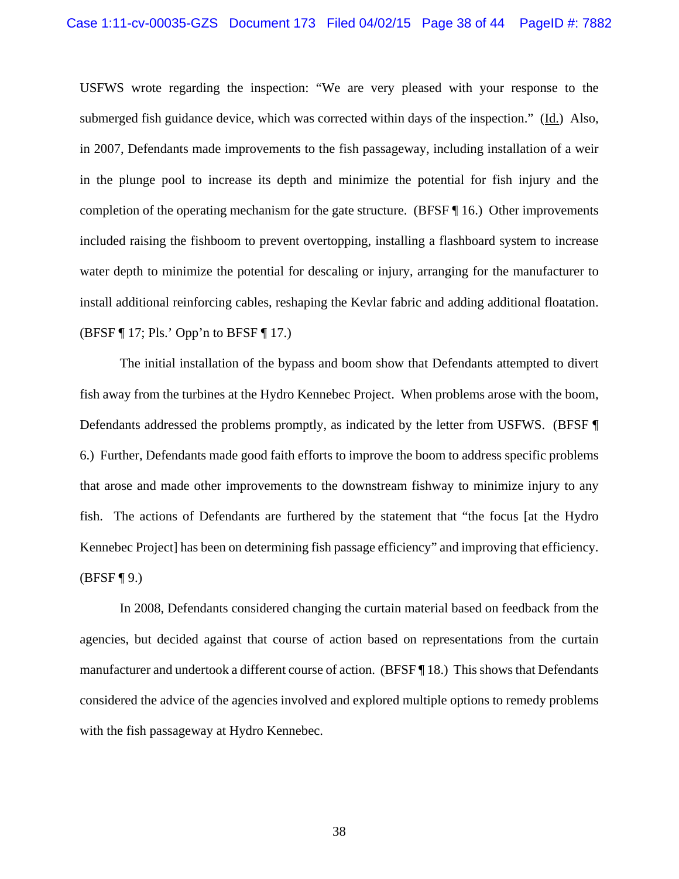USFWS wrote regarding the inspection: "We are very pleased with your response to the submerged fish guidance device, which was corrected within days of the inspection." (Id.) Also, in 2007, Defendants made improvements to the fish passageway, including installation of a weir in the plunge pool to increase its depth and minimize the potential for fish injury and the completion of the operating mechanism for the gate structure. (BFSF ¶ 16.) Other improvements included raising the fishboom to prevent overtopping, installing a flashboard system to increase water depth to minimize the potential for descaling or injury, arranging for the manufacturer to install additional reinforcing cables, reshaping the Kevlar fabric and adding additional floatation. (BFSF ¶ 17; Pls.' Opp'n to BFSF ¶ 17.)

The initial installation of the bypass and boom show that Defendants attempted to divert fish away from the turbines at the Hydro Kennebec Project. When problems arose with the boom, Defendants addressed the problems promptly, as indicated by the letter from USFWS. (BFSF ¶ 6.) Further, Defendants made good faith efforts to improve the boom to address specific problems that arose and made other improvements to the downstream fishway to minimize injury to any fish. The actions of Defendants are furthered by the statement that "the focus [at the Hydro Kennebec Project] has been on determining fish passage efficiency" and improving that efficiency. (BFSF ¶ 9.)

In 2008, Defendants considered changing the curtain material based on feedback from the agencies, but decided against that course of action based on representations from the curtain manufacturer and undertook a different course of action. (BFSF ¶ 18.) This shows that Defendants considered the advice of the agencies involved and explored multiple options to remedy problems with the fish passageway at Hydro Kennebec.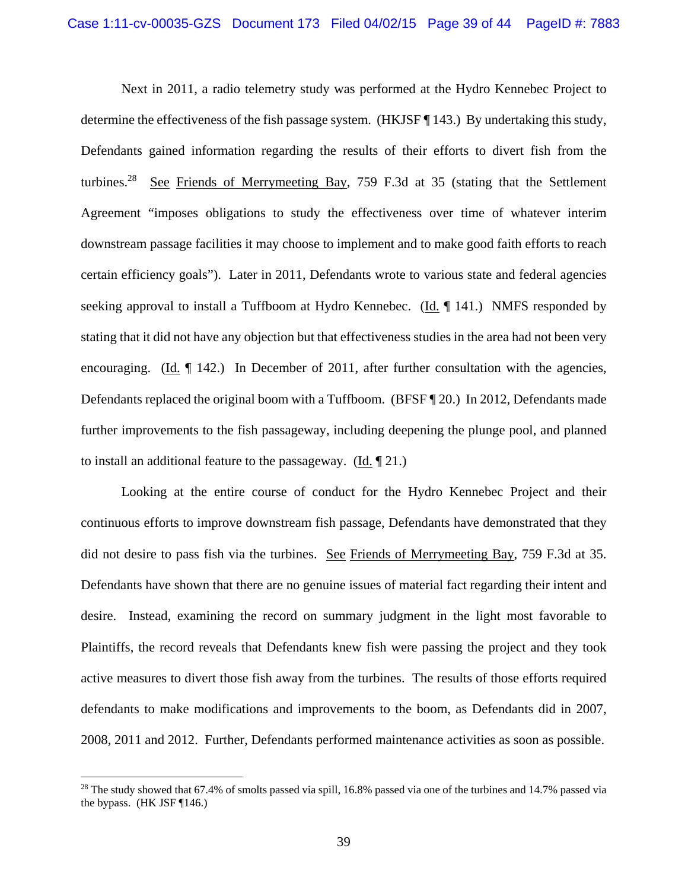Next in 2011, a radio telemetry study was performed at the Hydro Kennebec Project to determine the effectiveness of the fish passage system. (HKJSF ¶ 143.) By undertaking this study, Defendants gained information regarding the results of their efforts to divert fish from the turbines.[28] See Friends of Merrymeeting Bay, 759 F.3d at 35 (stating that the Settlement Agreement "imposes obligations to study the effectiveness over time of whatever interim downstream passage facilities it may choose to implement and to make good faith efforts to reach certain efficiency goals"). Later in 2011, Defendants wrote to various state and federal agencies seeking approval to install a Tuffboom at Hydro Kennebec. (Id. ¶ 141.) NMFS responded by stating that it did not have any objection but that effectiveness studies in the area had not been very encouraging. (Id. ¶ 142.) In December of 2011, after further consultation with the agencies, Defendants replaced the original boom with a Tuffboom. (BFSF ¶ 20.) In 2012, Defendants made further improvements to the fish passageway, including deepening the plunge pool, and planned to install an additional feature to the passageway. (Id. ¶ 21.)

Looking at the entire course of conduct for the Hydro Kennebec Project and their continuous efforts to improve downstream fish passage, Defendants have demonstrated that they did not desire to pass fish via the turbines. See Friends of Merrymeeting Bay, 759 F.3d at 35. Defendants have shown that there are no genuine issues of material fact regarding their intent and desire. Instead, examining the record on summary judgment in the light most favorable to Plaintiffs, the record reveals that Defendants knew fish were passing the project and they took active measures to divert those fish away from the turbines. The results of those efforts required defendants to make modifications and improvements to the boom, as Defendants did in 2007, 2008, 2011 and 2012. Further, Defendants performed maintenance activities as soon as possible.

---

[28] The study showed that 67.4% of smolts passed via spill, 16.8% passed via one of the turbines and 14.7% passed via the bypass. (HK JSF ¶146.)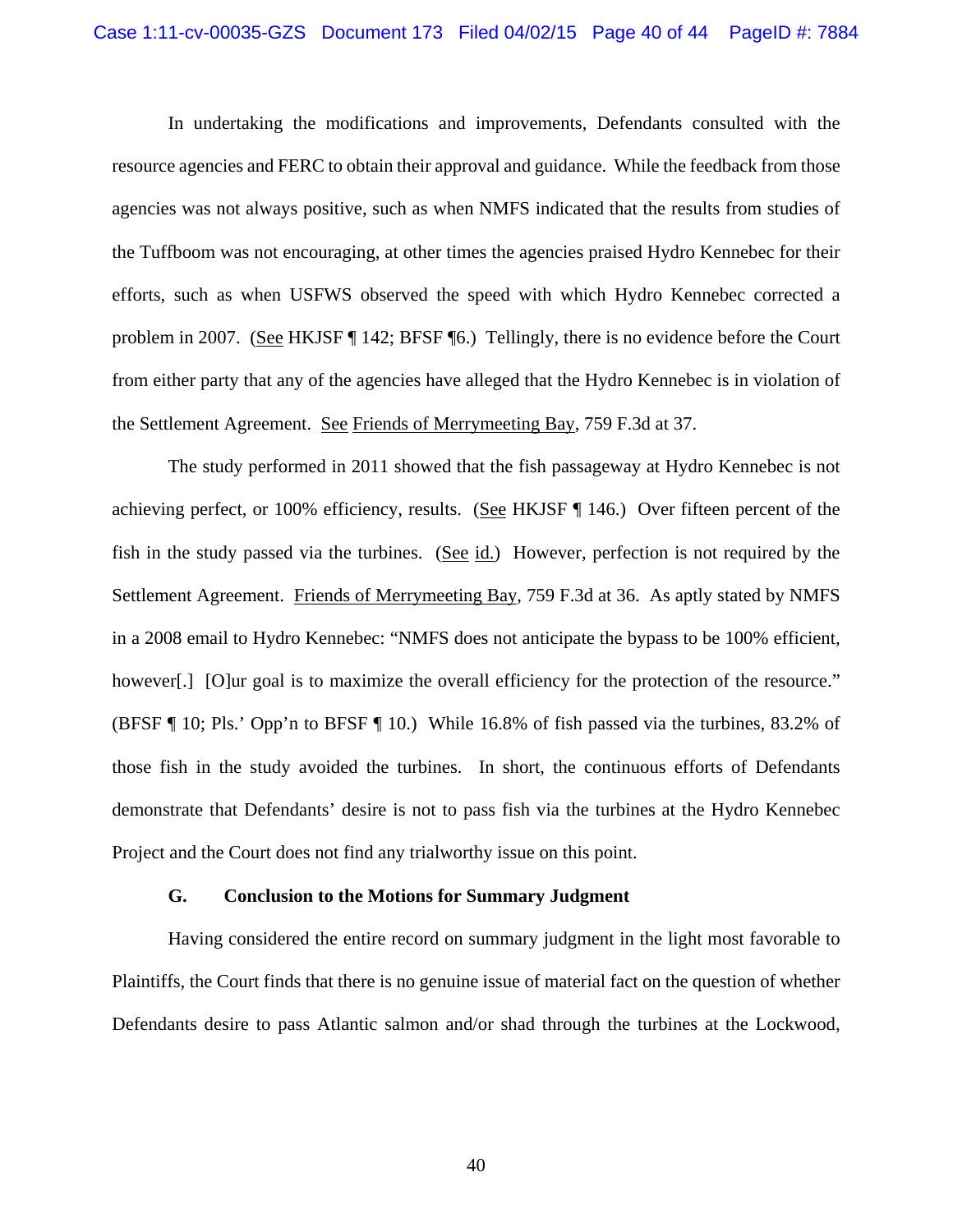In undertaking the modifications and improvements, Defendants consulted with the resource agencies and FERC to obtain their approval and guidance. While the feedback from those agencies was not always positive, such as when NMFS indicated that the results from studies of the Tuffboom was not encouraging, at other times the agencies praised Hydro Kennebec for their efforts, such as when USFWS observed the speed with which Hydro Kennebec corrected a problem in 2007. (See HKJSF ¶ 142; BFSF ¶6.) Tellingly, there is no evidence before the Court from either party that any of the agencies have alleged that the Hydro Kennebec is in violation of the Settlement Agreement. See Friends of Merrymeeting Bay, 759 F.3d at 37.

The study performed in 2011 showed that the fish passageway at Hydro Kennebec is not achieving perfect, or 100% efficiency, results. (See HKJSF ¶ 146.) Over fifteen percent of the fish in the study passed via the turbines. (See id.) However, perfection is not required by the Settlement Agreement. Friends of Merrymeeting Bay, 759 F.3d at 36. As aptly stated by NMFS in a 2008 email to Hydro Kennebec: "NMFS does not anticipate the bypass to be 100% efficient, however[.] [O]ur goal is to maximize the overall efficiency for the protection of the resource." (BFSF ¶ 10; Pls.' Opp'n to BFSF ¶ 10.) While 16.8% of fish passed via the turbines, 83.2% of those fish in the study avoided the turbines. In short, the continuous efforts of Defendants demonstrate that Defendants' desire is not to pass fish via the turbines at the Hydro Kennebec Project and the Court does not find any trialworthy issue on this point.

### G. Conclusion to the Motions for Summary Judgment

Having considered the entire record on summary judgment in the light most favorable to Plaintiffs, the Court finds that there is no genuine issue of material fact on the question of whether Defendants desire to pass Atlantic salmon and/or shad through the turbines at the Lockwood,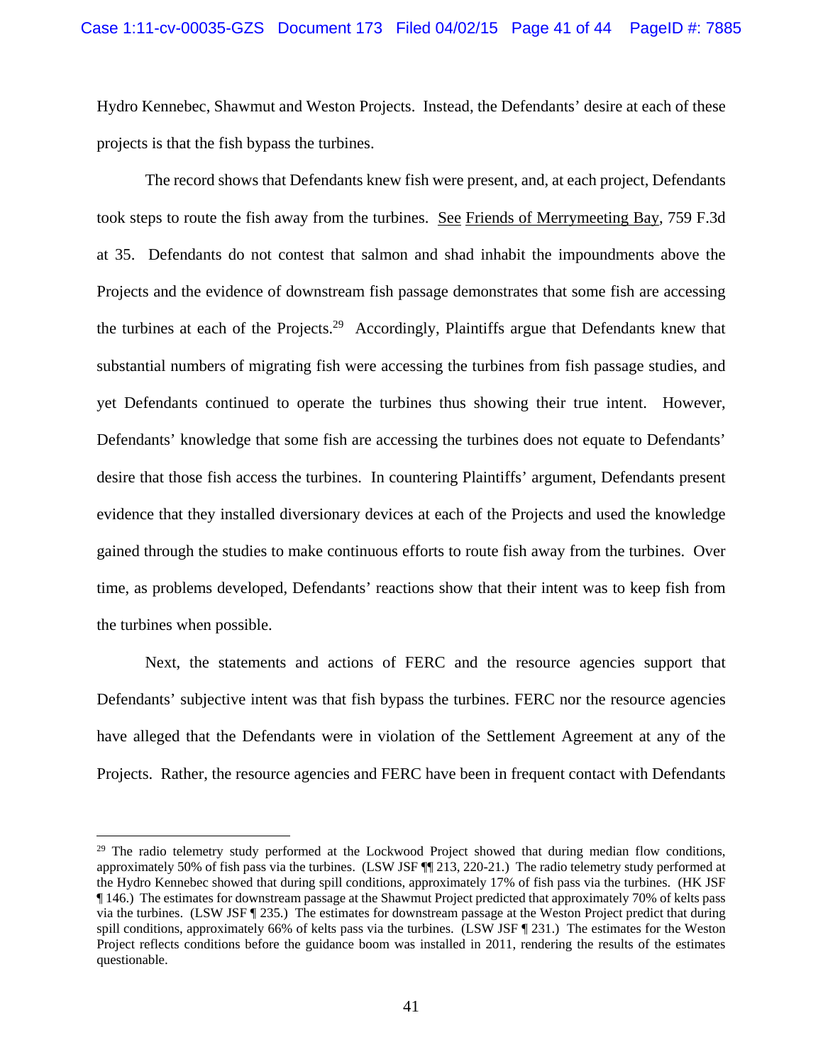Hydro Kennebec, Shawmut and Weston Projects. Instead, the Defendants' desire at each of these projects is that the fish bypass the turbines.

The record shows that Defendants knew fish were present, and, at each project, Defendants took steps to route the fish away from the turbines. See Friends of Merrymeeting Bay, 759 F.3d at 35. Defendants do not contest that salmon and shad inhabit the impoundments above the Projects and the evidence of downstream fish passage demonstrates that some fish are accessing the turbines at each of the Projects.[29] Accordingly, Plaintiffs argue that Defendants knew that substantial numbers of migrating fish were accessing the turbines from fish passage studies, and yet Defendants continued to operate the turbines thus showing their true intent. However, Defendants' knowledge that some fish are accessing the turbines does not equate to Defendants' desire that those fish access the turbines. In countering Plaintiffs' argument, Defendants present evidence that they installed diversionary devices at each of the Projects and used the knowledge gained through the studies to make continuous efforts to route fish away from the turbines. Over time, as problems developed, Defendants' reactions show that their intent was to keep fish from the turbines when possible.

Next, the statements and actions of FERC and the resource agencies support that Defendants' subjective intent was that fish bypass the turbines. FERC nor the resource agencies have alleged that the Defendants were in violation of the Settlement Agreement at any of the Projects. Rather, the resource agencies and FERC have been in frequent contact with Defendants

---

[29] The radio telemetry study performed at the Lockwood Project showed that during median flow conditions, approximately 50% of fish pass via the turbines. (LSW JSF ¶¶ 213, 220-21.) The radio telemetry study performed at the Hydro Kennebec showed that during spill conditions, approximately 17% of fish pass via the turbines. (HK JSF ¶ 146.) The estimates for downstream passage at the Shawmut Project predicted that approximately 70% of kelts pass via the turbines. (LSW JSF ¶ 235.) The estimates for downstream passage at the Weston Project predict that during spill conditions, approximately 66% of kelts pass via the turbines. (LSW JSF ¶ 231.) The estimates for the Weston Project reflects conditions before the guidance boom was installed in 2011, rendering the results of the estimates questionable.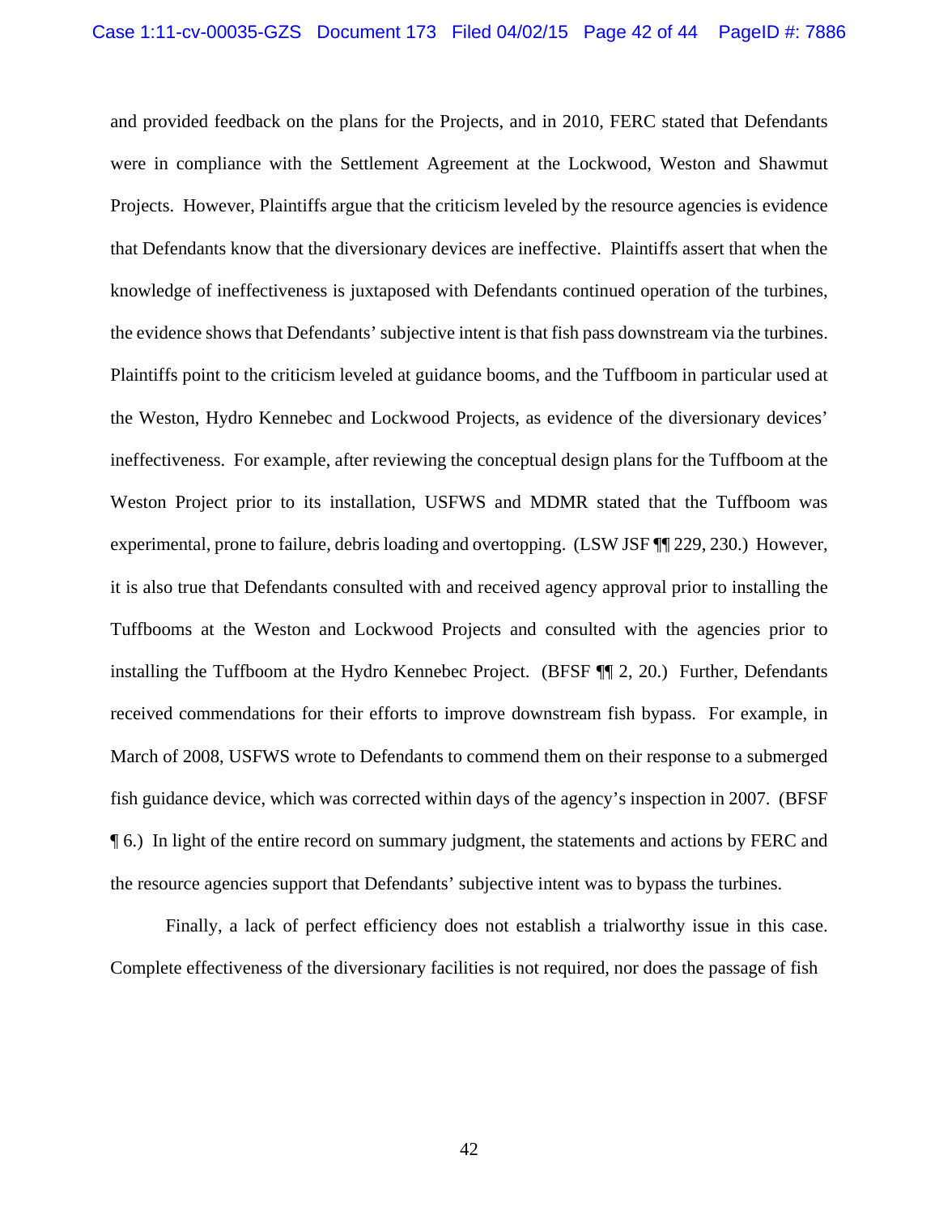and provided feedback on the plans for the Projects, and in 2010, FERC stated that Defendants were in compliance with the Settlement Agreement at the Lockwood, Weston and Shawmut Projects. However, Plaintiffs argue that the criticism leveled by the resource agencies is evidence that Defendants know that the diversionary devices are ineffective. Plaintiffs assert that when the knowledge of ineffectiveness is juxtaposed with Defendants continued operation of the turbines, the evidence shows that Defendants' subjective intent is that fish pass downstream via the turbines. Plaintiffs point to the criticism leveled at guidance booms, and the Tuffboom in particular used at the Weston, Hydro Kennebec and Lockwood Projects, as evidence of the diversionary devices' ineffectiveness. For example, after reviewing the conceptual design plans for the Tuffboom at the Weston Project prior to its installation, USFWS and MDMR stated that the Tuffboom was experimental, prone to failure, debris loading and overtopping. (LSW JSF ¶¶ 229, 230.) However, it is also true that Defendants consulted with and received agency approval prior to installing the Tuffbooms at the Weston and Lockwood Projects and consulted with the agencies prior to installing the Tuffboom at the Hydro Kennebec Project. (BFSF ¶¶ 2, 20.) Further, Defendants received commendations for their efforts to improve downstream fish bypass. For example, in March of 2008, USFWS wrote to Defendants to commend them on their response to a submerged fish guidance device, which was corrected within days of the agency's inspection in 2007. (BFSF ¶ 6.) In light of the entire record on summary judgment, the statements and actions by FERC and the resource agencies support that Defendants' subjective intent was to bypass the turbines.

Finally, a lack of perfect efficiency does not establish a trialworthy issue in this case. Complete effectiveness of the diversionary facilities is not required, nor does the passage of fish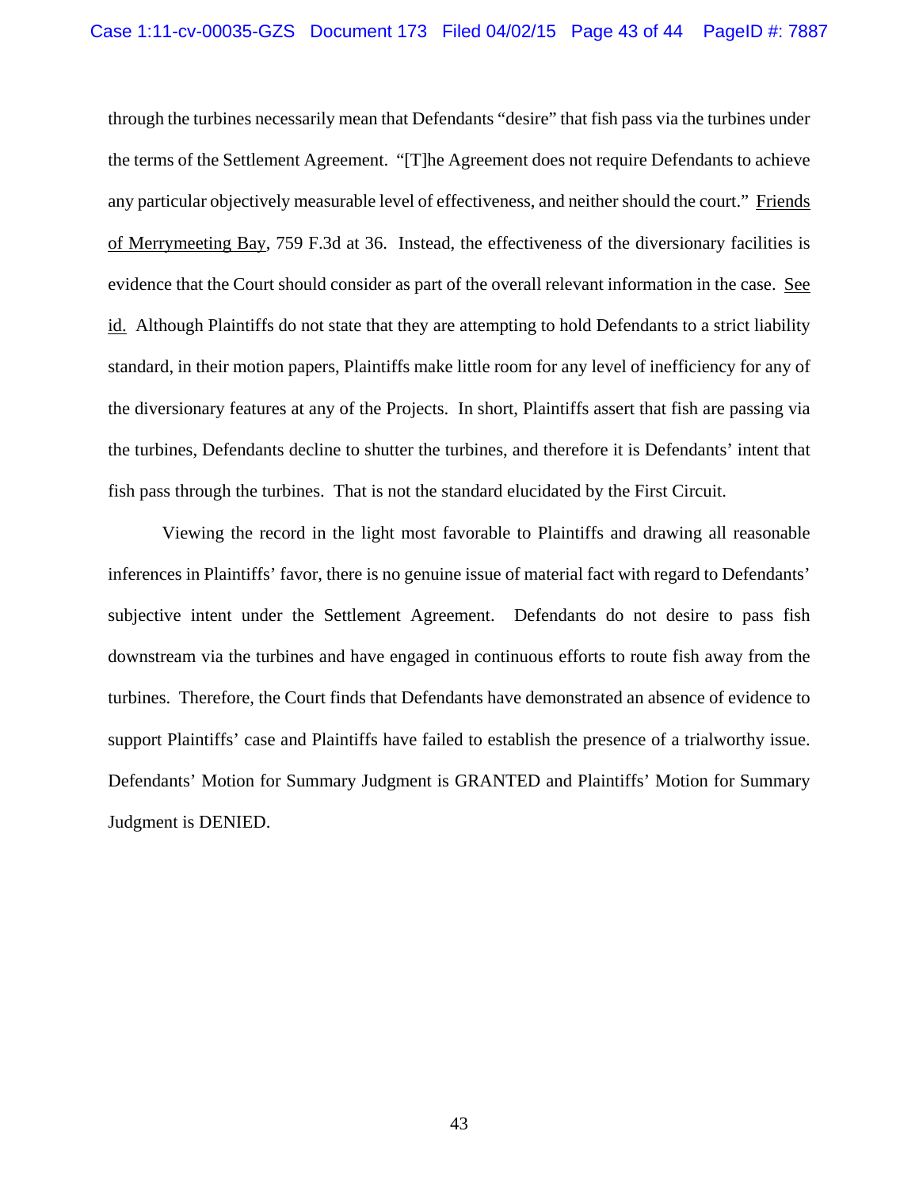through the turbines necessarily mean that Defendants "desire" that fish pass via the turbines under the terms of the Settlement Agreement. "[T]he Agreement does not require Defendants to achieve any particular objectively measurable level of effectiveness, and neither should the court." Friends of Merrymeeting Bay, 759 F.3d at 36. Instead, the effectiveness of the diversionary facilities is evidence that the Court should consider as part of the overall relevant information in the case. See id. Although Plaintiffs do not state that they are attempting to hold Defendants to a strict liability standard, in their motion papers, Plaintiffs make little room for any level of inefficiency for any of the diversionary features at any of the Projects. In short, Plaintiffs assert that fish are passing via the turbines, Defendants decline to shutter the turbines, and therefore it is Defendants' intent that fish pass through the turbines. That is not the standard elucidated by the First Circuit.

Viewing the record in the light most favorable to Plaintiffs and drawing all reasonable inferences in Plaintiffs' favor, there is no genuine issue of material fact with regard to Defendants' subjective intent under the Settlement Agreement. Defendants do not desire to pass fish downstream via the turbines and have engaged in continuous efforts to route fish away from the turbines. Therefore, the Court finds that Defendants have demonstrated an absence of evidence to support Plaintiffs' case and Plaintiffs have failed to establish the presence of a trialworthy issue. Defendants' Motion for Summary Judgment is GRANTED and Plaintiffs' Motion for Summary Judgment is DENIED.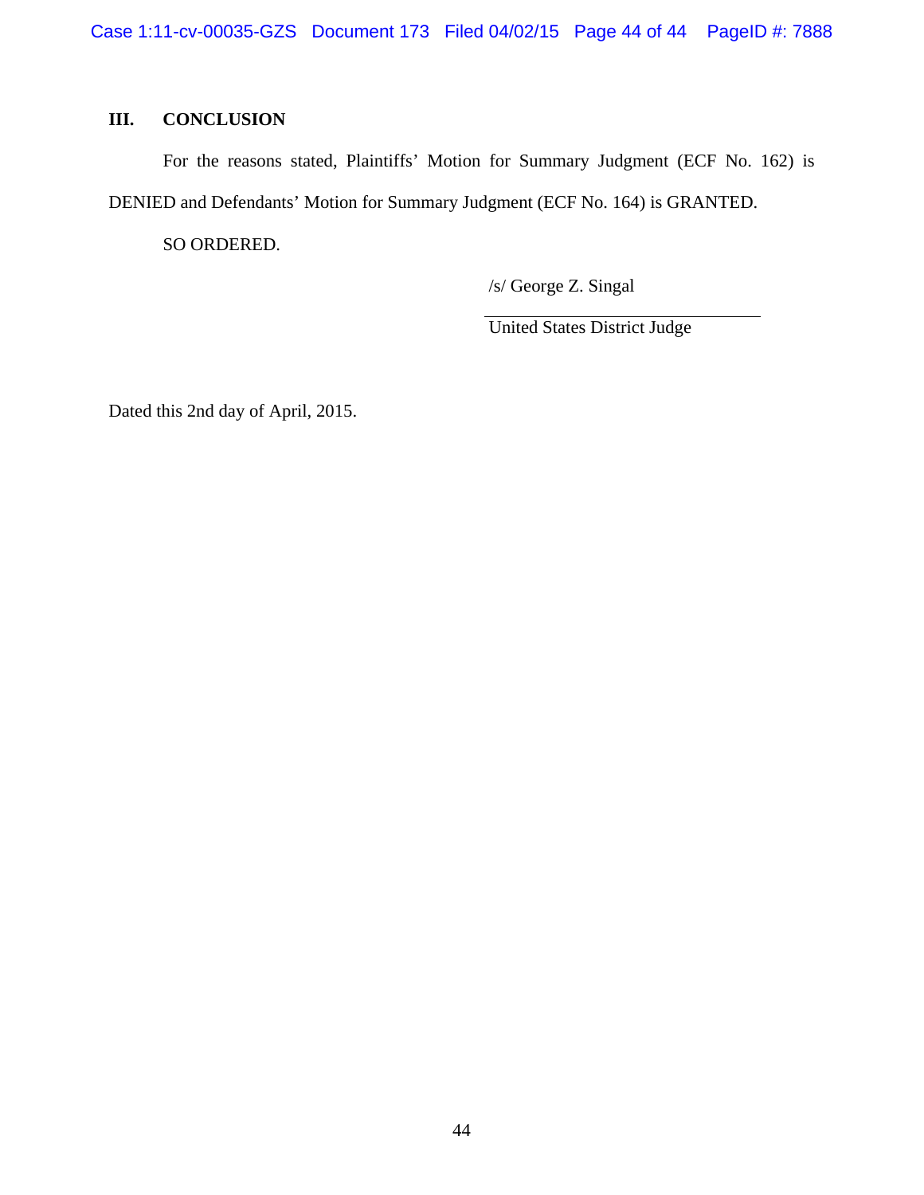## III. CONCLUSION

For the reasons stated, Plaintiffs' Motion for Summary Judgment (ECF No. 162) is DENIED and Defendants' Motion for Summary Judgment (ECF No. 164) is GRANTED.

SO ORDERED.

/s/ George Z. Singal

United States District Judge

Dated this 2nd day of April, 2015.